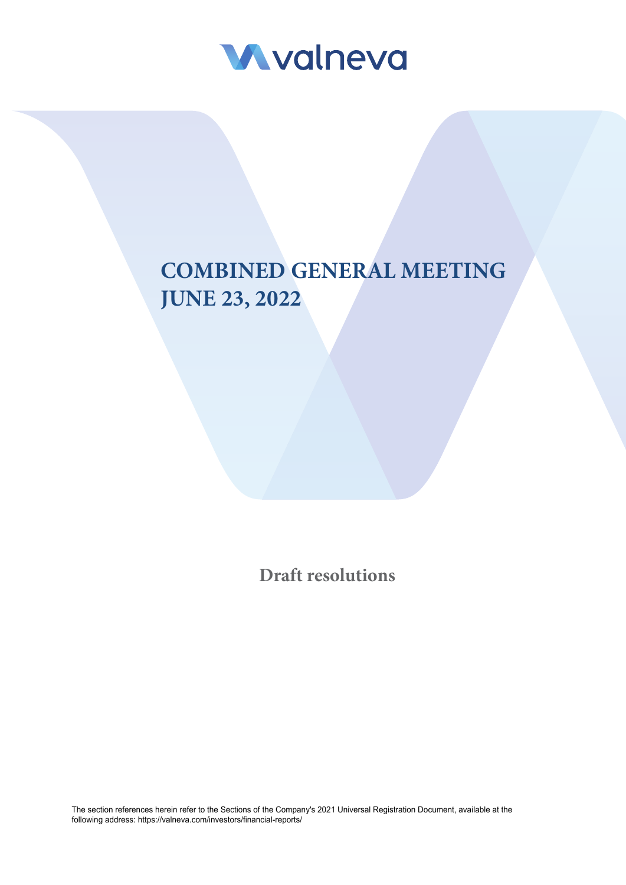valneva

# COMBINED GENERAL MEETING JUNE 23, 2022

## Draft resolutions

The section references herein refer to the Sections of the Company's 2021 Universal Registration Document, available at the following address: https://valneva.com/investors/financial-reports/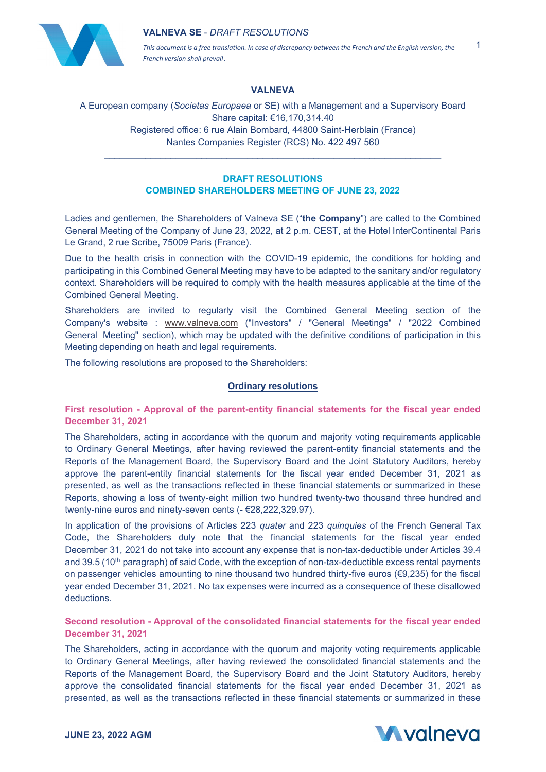**VALNEVA SE** - *DRAFT RESOLUTIONS*

*This document is a free translation. In case of discrepancy between the French and the English version, the French version shall prevail.*

## VALNEVA

A European company (*Societas Europaea* or SE) with a Management and a Supervisory Board
Share capital: €16,170,314.40
Registered office: 6 rue Alain Bombard, 44800 Saint-Herblain (France)
Nantes Companies Register (RCS) No. 422 497 560

---

## DRAFT RESOLUTIONS
## COMBINED SHAREHOLDERS MEETING OF JUNE 23, 2022

Ladies and gentlemen, the Shareholders of Valneva SE ("**the Company**") are called to the Combined General Meeting of the Company of June 23, 2022, at 2 p.m. CEST, at the Hotel InterContinental Paris Le Grand, 2 rue Scribe, 75009 Paris (France).

Due to the health crisis in connection with the COVID-19 epidemic, the conditions for holding and participating in this Combined General Meeting may have to be adapted to the sanitary and/or regulatory context. Shareholders will be required to comply with the health measures applicable at the time of the Combined General Meeting.

Shareholders are invited to regularly visit the Combined General Meeting section of the Company's website : www.valneva.com ("Investors" / "General Meetings" / "2022 Combined General Meeting" section), which may be updated with the definitive conditions of participation in this Meeting depending on heath and legal requirements.

The following resolutions are proposed to the Shareholders:

### Ordinary resolutions

#### First resolution - Approval of the parent-entity financial statements for the fiscal year ended December 31, 2021

The Shareholders, acting in accordance with the quorum and majority voting requirements applicable to Ordinary General Meetings, after having reviewed the parent-entity financial statements and the Reports of the Management Board, the Supervisory Board and the Joint Statutory Auditors, hereby approve the parent-entity financial statements for the fiscal year ended December 31, 2021 as presented, as well as the transactions reflected in these financial statements or summarized in these Reports, showing a loss of twenty-eight million two hundred twenty-two thousand three hundred and twenty-nine euros and ninety-seven cents (- €28,222,329.97).

In application of the provisions of Articles 223 *quater* and 223 *quinquies* of the French General Tax Code, the Shareholders duly note that the financial statements for the fiscal year ended December 31, 2021 do not take into account any expense that is non-tax-deductible under Articles 39.4 and 39.5 (10th paragraph) of said Code, with the exception of non-tax-deductible excess rental payments on passenger vehicles amounting to nine thousand two hundred thirty-five euros (€9,235) for the fiscal year ended December 31, 2021. No tax expenses were incurred as a consequence of these disallowed deductions.

#### Second resolution - Approval of the consolidated financial statements for the fiscal year ended December 31, 2021

The Shareholders, acting in accordance with the quorum and majority voting requirements applicable to Ordinary General Meetings, after having reviewed the consolidated financial statements and the Reports of the Management Board, the Supervisory Board and the Joint Statutory Auditors, hereby approve the consolidated financial statements for the fiscal year ended December 31, 2021 as presented, as well as the transactions reflected in these financial statements or summarized in these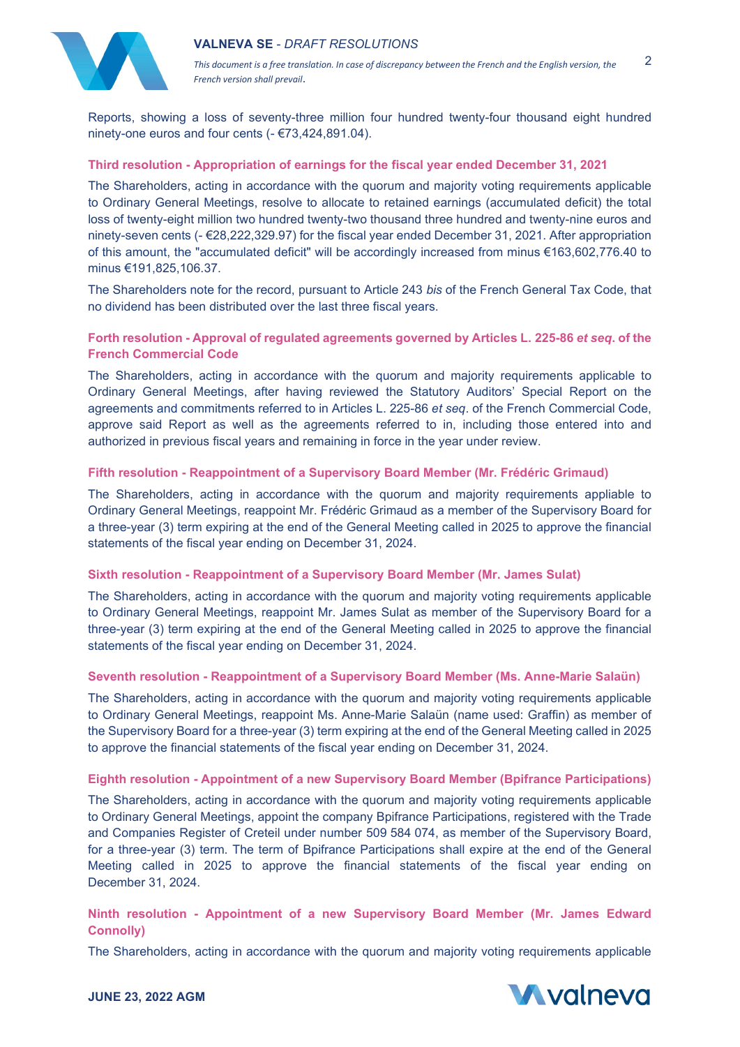Reports, showing a loss of seventy-three million four hundred twenty-four thousand eight hundred ninety-one euros and four cents (- €73,424,891.04).

### Third resolution - Appropriation of earnings for the fiscal year ended December 31, 2021

The Shareholders, acting in accordance with the quorum and majority voting requirements applicable to Ordinary General Meetings, resolve to allocate to retained earnings (accumulated deficit) the total loss of twenty-eight million two hundred twenty-two thousand three hundred and twenty-nine euros and ninety-seven cents (- €28,222,329.97) for the fiscal year ended December 31, 2021. After appropriation of this amount, the "accumulated deficit" will be accordingly increased from minus €163,602,776.40 to minus €191,825,106.37.

The Shareholders note for the record, pursuant to Article 243 *bis* of the French General Tax Code, that no dividend has been distributed over the last three fiscal years.

### Forth resolution - Approval of regulated agreements governed by Articles L. 225-86 *et seq.* of the French Commercial Code

The Shareholders, acting in accordance with the quorum and majority requirements applicable to Ordinary General Meetings, after having reviewed the Statutory Auditors' Special Report on the agreements and commitments referred to in Articles L. 225-86 *et seq*. of the French Commercial Code, approve said Report as well as the agreements referred to in, including those entered into and authorized in previous fiscal years and remaining in force in the year under review.

### Fifth resolution - Reappointment of a Supervisory Board Member (Mr. Frédéric Grimaud)

The Shareholders, acting in accordance with the quorum and majority requirements appliable to Ordinary General Meetings, reappoint Mr. Frédéric Grimaud as a member of the Supervisory Board for a three-year (3) term expiring at the end of the General Meeting called in 2025 to approve the financial statements of the fiscal year ending on December 31, 2024.

### Sixth resolution - Reappointment of a Supervisory Board Member (Mr. James Sulat)

The Shareholders, acting in accordance with the quorum and majority voting requirements applicable to Ordinary General Meetings, reappoint Mr. James Sulat as member of the Supervisory Board for a three-year (3) term expiring at the end of the General Meeting called in 2025 to approve the financial statements of the fiscal year ending on December 31, 2024.

### Seventh resolution - Reappointment of a Supervisory Board Member (Ms. Anne-Marie Salaün)

The Shareholders, acting in accordance with the quorum and majority voting requirements applicable to Ordinary General Meetings, reappoint Ms. Anne-Marie Salaün (name used: Graffin) as member of the Supervisory Board for a three-year (3) term expiring at the end of the General Meeting called in 2025 to approve the financial statements of the fiscal year ending on December 31, 2024.

### Eighth resolution - Appointment of a new Supervisory Board Member (Bpifrance Participations)

The Shareholders, acting in accordance with the quorum and majority voting requirements applicable to Ordinary General Meetings, appoint the company Bpifrance Participations, registered with the Trade and Companies Register of Creteil under number 509 584 074, as member of the Supervisory Board, for a three-year (3) term. The term of Bpifrance Participations shall expire at the end of the General Meeting called in 2025 to approve the financial statements of the fiscal year ending on December 31, 2024.

### Ninth resolution - Appointment of a new Supervisory Board Member (Mr. James Edward Connolly)

The Shareholders, acting in accordance with the quorum and majority voting requirements applicable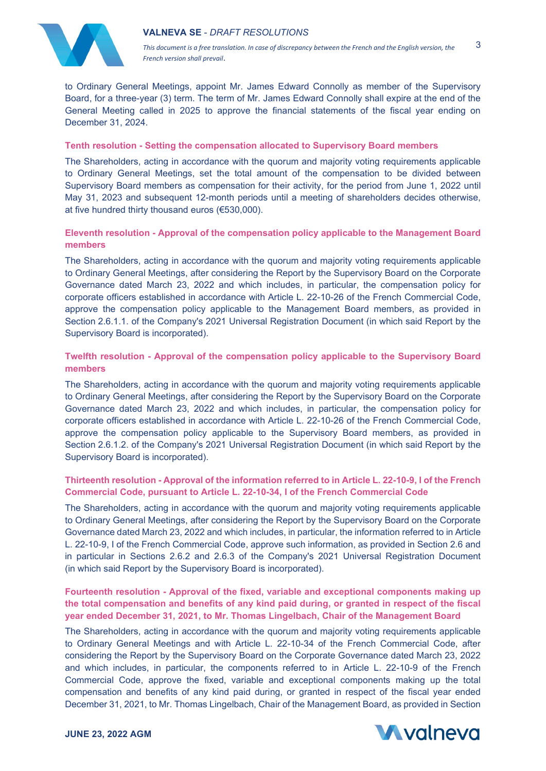to Ordinary General Meetings, appoint Mr. James Edward Connolly as member of the Supervisory Board, for a three-year (3) term. The term of Mr. James Edward Connolly shall expire at the end of the General Meeting called in 2025 to approve the financial statements of the fiscal year ending on December 31, 2024.

### Tenth resolution - Setting the compensation allocated to Supervisory Board members

The Shareholders, acting in accordance with the quorum and majority voting requirements applicable to Ordinary General Meetings, set the total amount of the compensation to be divided between Supervisory Board members as compensation for their activity, for the period from June 1, 2022 until May 31, 2023 and subsequent 12-month periods until a meeting of shareholders decides otherwise, at five hundred thirty thousand euros (€530,000).

### Eleventh resolution - Approval of the compensation policy applicable to the Management Board members

The Shareholders, acting in accordance with the quorum and majority voting requirements applicable to Ordinary General Meetings, after considering the Report by the Supervisory Board on the Corporate Governance dated March 23, 2022 and which includes, in particular, the compensation policy for corporate officers established in accordance with Article L. 22-10-26 of the French Commercial Code, approve the compensation policy applicable to the Management Board members, as provided in Section 2.6.1.1. of the Company's 2021 Universal Registration Document (in which said Report by the Supervisory Board is incorporated).

### Twelfth resolution - Approval of the compensation policy applicable to the Supervisory Board members

The Shareholders, acting in accordance with the quorum and majority voting requirements applicable to Ordinary General Meetings, after considering the Report by the Supervisory Board on the Corporate Governance dated March 23, 2022 and which includes, in particular, the compensation policy for corporate officers established in accordance with Article L. 22-10-26 of the French Commercial Code, approve the compensation policy applicable to the Supervisory Board members, as provided in Section 2.6.1.2. of the Company's 2021 Universal Registration Document (in which said Report by the Supervisory Board is incorporated).

### Thirteenth resolution - Approval of the information referred to in Article L. 22-10-9, I of the French Commercial Code, pursuant to Article L. 22-10-34, I of the French Commercial Code

The Shareholders, acting in accordance with the quorum and majority voting requirements applicable to Ordinary General Meetings, after considering the Report by the Supervisory Board on the Corporate Governance dated March 23, 2022 and which includes, in particular, the information referred to in Article L. 22-10-9, I of the French Commercial Code, approve such information, as provided in Section 2.6 and in particular in Sections 2.6.2 and 2.6.3 of the Company's 2021 Universal Registration Document (in which said Report by the Supervisory Board is incorporated).

### Fourteenth resolution - Approval of the fixed, variable and exceptional components making up the total compensation and benefits of any kind paid during, or granted in respect of the fiscal year ended December 31, 2021, to Mr. Thomas Lingelbach, Chair of the Management Board

The Shareholders, acting in accordance with the quorum and majority voting requirements applicable to Ordinary General Meetings and with Article L. 22-10-34 of the French Commercial Code, after considering the Report by the Supervisory Board on the Corporate Governance dated March 23, 2022 and which includes, in particular, the components referred to in Article L. 22-10-9 of the French Commercial Code, approve the fixed, variable and exceptional components making up the total compensation and benefits of any kind paid during, or granted in respect of the fiscal year ended December 31, 2021, to Mr. Thomas Lingelbach, Chair of the Management Board, as provided in Section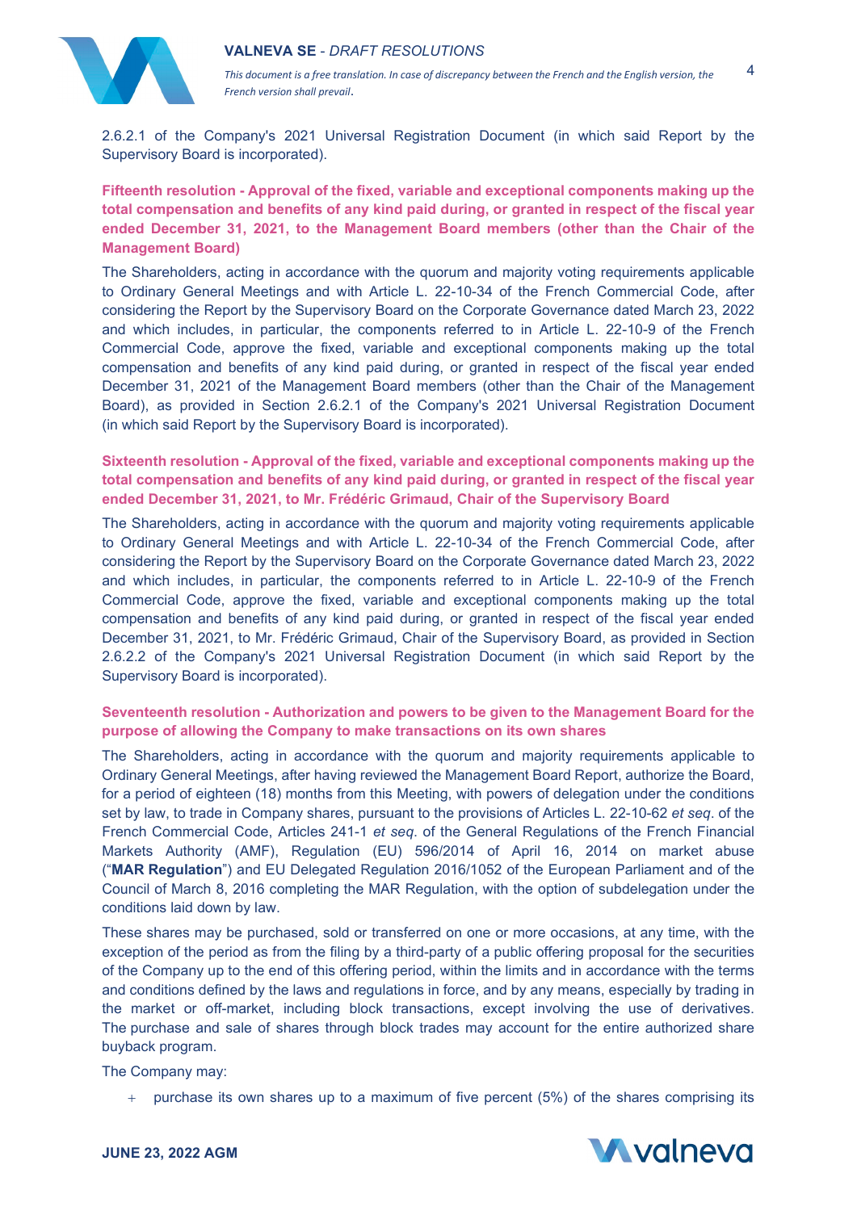2.6.2.1 of the Company's 2021 Universal Registration Document (in which said Report by the Supervisory Board is incorporated).

**Fifteenth resolution - Approval of the fixed, variable and exceptional components making up the total compensation and benefits of any kind paid during, or granted in respect of the fiscal year ended December 31, 2021, to the Management Board members (other than the Chair of the Management Board)**

The Shareholders, acting in accordance with the quorum and majority voting requirements applicable to Ordinary General Meetings and with Article L. 22-10-34 of the French Commercial Code, after considering the Report by the Supervisory Board on the Corporate Governance dated March 23, 2022 and which includes, in particular, the components referred to in Article L. 22-10-9 of the French Commercial Code, approve the fixed, variable and exceptional components making up the total compensation and benefits of any kind paid during, or granted in respect of the fiscal year ended December 31, 2021 of the Management Board members (other than the Chair of the Management Board), as provided in Section 2.6.2.1 of the Company's 2021 Universal Registration Document (in which said Report by the Supervisory Board is incorporated).

**Sixteenth resolution - Approval of the fixed, variable and exceptional components making up the total compensation and benefits of any kind paid during, or granted in respect of the fiscal year ended December 31, 2021, to Mr. Frédéric Grimaud, Chair of the Supervisory Board**

The Shareholders, acting in accordance with the quorum and majority voting requirements applicable to Ordinary General Meetings and with Article L. 22-10-34 of the French Commercial Code, after considering the Report by the Supervisory Board on the Corporate Governance dated March 23, 2022 and which includes, in particular, the components referred to in Article L. 22-10-9 of the French Commercial Code, approve the fixed, variable and exceptional components making up the total compensation and benefits of any kind paid during, or granted in respect of the fiscal year ended December 31, 2021, to Mr. Frédéric Grimaud, Chair of the Supervisory Board, as provided in Section 2.6.2.2 of the Company's 2021 Universal Registration Document (in which said Report by the Supervisory Board is incorporated).

**Seventeenth resolution - Authorization and powers to be given to the Management Board for the purpose of allowing the Company to make transactions on its own shares**

The Shareholders, acting in accordance with the quorum and majority requirements applicable to Ordinary General Meetings, after having reviewed the Management Board Report, authorize the Board, for a period of eighteen (18) months from this Meeting, with powers of delegation under the conditions set by law, to trade in Company shares, pursuant to the provisions of Articles L. 22-10-62 *et seq*. of the French Commercial Code, Articles 241-1 *et seq*. of the General Regulations of the French Financial Markets Authority (AMF), Regulation (EU) 596/2014 of April 16, 2014 on market abuse ("**MAR Regulation**") and EU Delegated Regulation 2016/1052 of the European Parliament and of the Council of March 8, 2016 completing the MAR Regulation, with the option of subdelegation under the conditions laid down by law.

These shares may be purchased, sold or transferred on one or more occasions, at any time, with the exception of the period as from the filing by a third-party of a public offering proposal for the securities of the Company up to the end of this offering period, within the limits and in accordance with the terms and conditions defined by the laws and regulations in force, and by any means, especially by trading in the market or off-market, including block transactions, except involving the use of derivatives. The purchase and sale of shares through block trades may account for the entire authorized share buyback program.

The Company may:

- purchase its own shares up to a maximum of five percent (5%) of the shares comprising its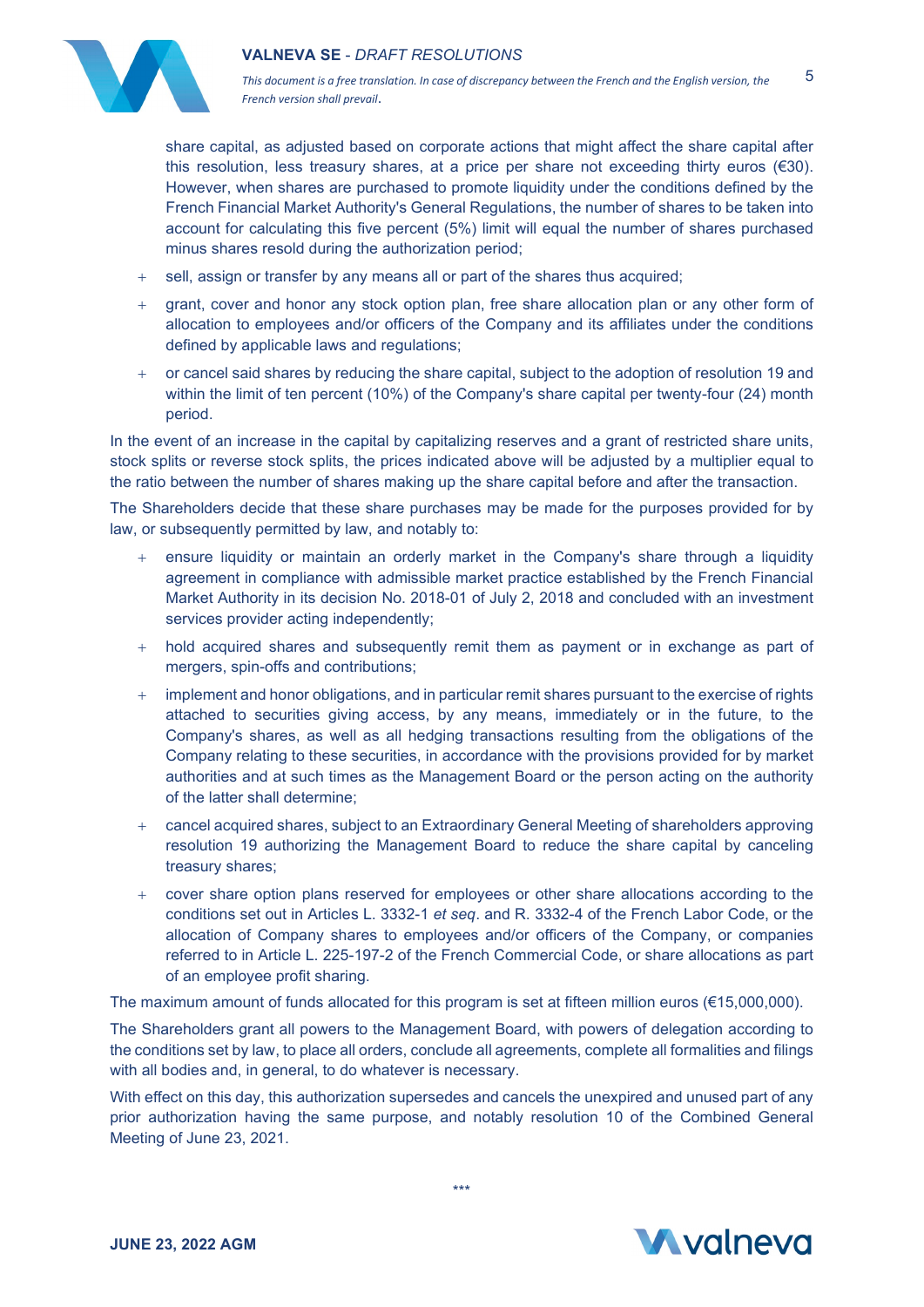share capital, as adjusted based on corporate actions that might affect the share capital after this resolution, less treasury shares, at a price per share not exceeding thirty euros (€30). However, when shares are purchased to promote liquidity under the conditions defined by the French Financial Market Authority's General Regulations, the number of shares to be taken into account for calculating this five percent (5%) limit will equal the number of shares purchased minus shares resold during the authorization period;

- sell, assign or transfer by any means all or part of the shares thus acquired;
- grant, cover and honor any stock option plan, free share allocation plan or any other form of allocation to employees and/or officers of the Company and its affiliates under the conditions defined by applicable laws and regulations;
- or cancel said shares by reducing the share capital, subject to the adoption of resolution 19 and within the limit of ten percent (10%) of the Company's share capital per twenty-four (24) month period.

In the event of an increase in the capital by capitalizing reserves and a grant of restricted share units, stock splits or reverse stock splits, the prices indicated above will be adjusted by a multiplier equal to the ratio between the number of shares making up the share capital before and after the transaction.

The Shareholders decide that these share purchases may be made for the purposes provided for by law, or subsequently permitted by law, and notably to:

- ensure liquidity or maintain an orderly market in the Company's share through a liquidity agreement in compliance with admissible market practice established by the French Financial Market Authority in its decision No. 2018-01 of July 2, 2018 and concluded with an investment services provider acting independently;
- hold acquired shares and subsequently remit them as payment or in exchange as part of mergers, spin-offs and contributions;
- implement and honor obligations, and in particular remit shares pursuant to the exercise of rights attached to securities giving access, by any means, immediately or in the future, to the Company's shares, as well as all hedging transactions resulting from the obligations of the Company relating to these securities, in accordance with the provisions provided for by market authorities and at such times as the Management Board or the person acting on the authority of the latter shall determine;
- cancel acquired shares, subject to an Extraordinary General Meeting of shareholders approving resolution 19 authorizing the Management Board to reduce the share capital by canceling treasury shares;
- cover share option plans reserved for employees or other share allocations according to the conditions set out in Articles L. 3332-1 *et seq*. and R. 3332-4 of the French Labor Code, or the allocation of Company shares to employees and/or officers of the Company, or companies referred to in Article L. 225-197-2 of the French Commercial Code, or share allocations as part of an employee profit sharing.

The maximum amount of funds allocated for this program is set at fifteen million euros (€15,000,000).

The Shareholders grant all powers to the Management Board, with powers of delegation according to the conditions set by law, to place all orders, conclude all agreements, complete all formalities and filings with all bodies and, in general, to do whatever is necessary.

With effect on this day, this authorization supersedes and cancels the unexpired and unused part of any prior authorization having the same purpose, and notably resolution 10 of the Combined General Meeting of June 23, 2021.

***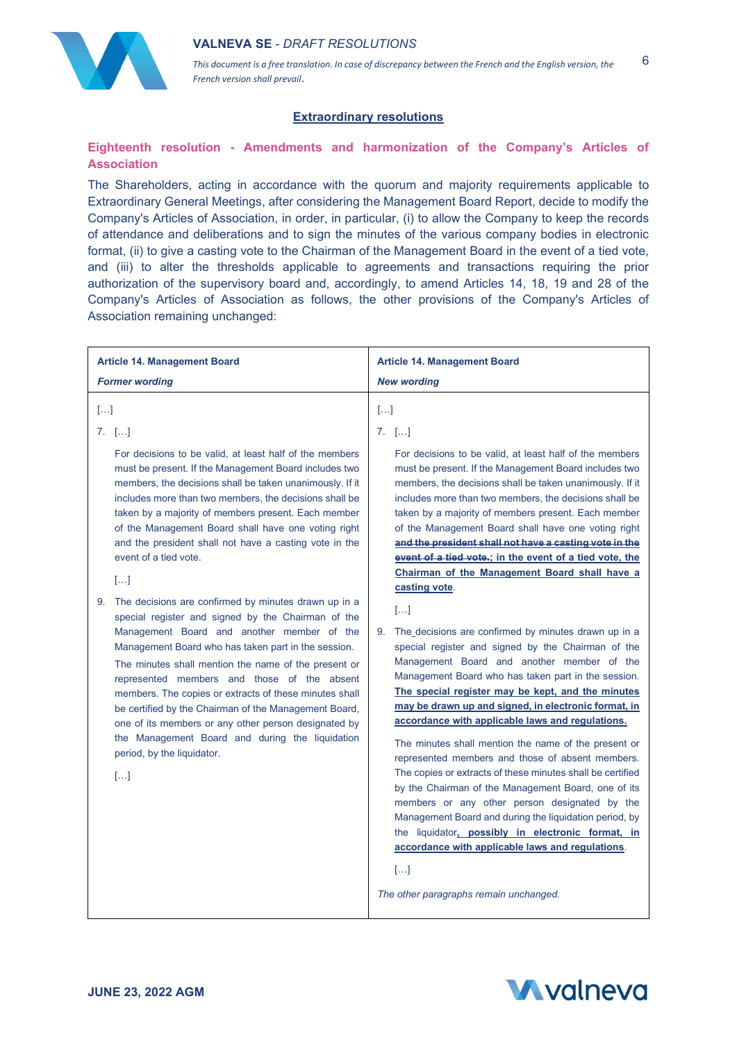## Extraordinary resolutions

### Eighteenth resolution - Amendments and harmonization of the Company's Articles of Association

The Shareholders, acting in accordance with the quorum and majority requirements applicable to Extraordinary General Meetings, after considering the Management Board Report, decide to modify the Company's Articles of Association, in order, in particular, (i) to allow the Company to keep the records of attendance and deliberations and to sign the minutes of the various company bodies in electronic format, (ii) to give a casting vote to the Chairman of the Management Board in the event of a tied vote, and (iii) to alter the thresholds applicable to agreements and transactions requiring the prior authorization of the supervisory board and, accordingly, to amend Articles 14, 18, 19 and 28 of the Company's Articles of Association as follows, the other provisions of the Company's Articles of Association remaining unchanged:

| **Article 14. Management Board**<br>***Former wording*** | **Article 14. Management Board**<br>***New wording*** |
| --- | --- |
| […]<br>7. […]<br>For decisions to be valid, at least half of the members must be present. If the Management Board includes two members, the decisions shall be taken unanimously. If it includes more than two members, the decisions shall be taken by a majority of members present. Each member of the Management Board shall have one voting right and the president shall not have a casting vote in the event of a tied vote.<br>[…]<br>9. The decisions are confirmed by minutes drawn up in a special register and signed by the Chairman of the Management Board and another member of the Management Board who has taken part in the session.<br>The minutes shall mention the name of the present or represented members and those of the absent members. The copies or extracts of these minutes shall be certified by the Chairman of the Management Board, one of its members or any other person designated by the Management Board and during the liquidation period, by the liquidator.<br>[…] | […]<br>7. […]<br>For decisions to be valid, at least half of the members must be present. If the Management Board includes two members, the decisions shall be taken unanimously. If it includes more than two members, the decisions shall be taken by a majority of members present. Each member of the Management Board shall have one voting right ~~**and the president shall not have a casting vote in the event of a tied vote.**~~**; in the event of a tied vote, the Chairman of the Management Board shall have a casting vote**.<br>[…]<br>9. The decisions are confirmed by minutes drawn up in a special register and signed by the Chairman of the Management Board and another member of the Management Board who has taken part in the session. **The special register may be kept, and the minutes may be drawn up and signed, in electronic format, in accordance with applicable laws and regulations.**<br>The minutes shall mention the name of the present or represented members and those of absent members. The copies or extracts of these minutes shall be certified by the Chairman of the Management Board, one of its members or any other person designated by the Management Board and during the liquidation period, by the liquidator**, possibly in electronic format, in accordance with applicable laws and regulations**.<br>[…]<br>*The other paragraphs remain unchanged.* |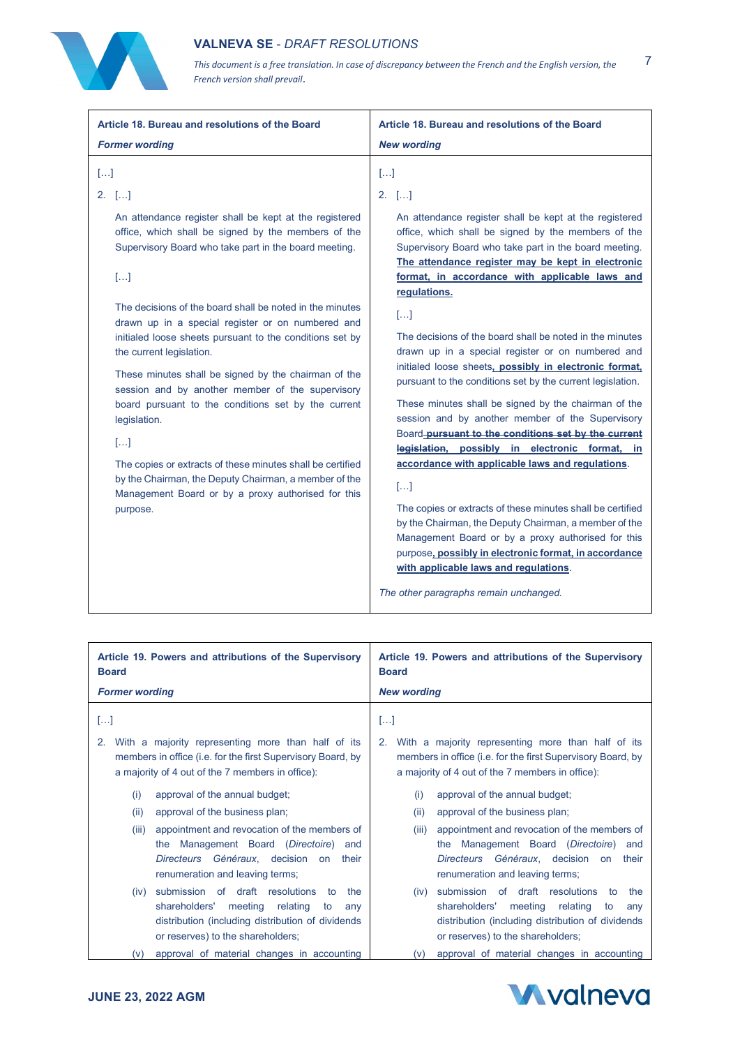| Article 18. Bureau and resolutions of the Board<br>*Former wording* | Article 18. Bureau and resolutions of the Board<br>*New wording* |
|---|---|
| […]<br>2. […]<br>An attendance register shall be kept at the registered office, which shall be signed by the members of the Supervisory Board who take part in the board meeting.<br>[…]<br>The decisions of the board shall be noted in the minutes drawn up in a special register or on numbered and initialed loose sheets pursuant to the conditions set by the current legislation.<br>These minutes shall be signed by the chairman of the session and by another member of the supervisory board pursuant to the conditions set by the current legislation.<br>[…]<br>The copies or extracts of these minutes shall be certified by the Chairman, the Deputy Chairman, a member of the Management Board or by a proxy authorised for this purpose. | […]<br>2. […]<br>An attendance register shall be kept at the registered office, which shall be signed by the members of the Supervisory Board who take part in the board meeting. **The attendance register may be kept in electronic format, in accordance with applicable laws and regulations.**<br>[…]<br>The decisions of the board shall be noted in the minutes drawn up in a special register or on numbered and initialed loose sheets**, possibly in electronic format,** pursuant to the conditions set by the current legislation.<br>These minutes shall be signed by the chairman of the session and by another member of the Supervisory Board ~~pursuant to the conditions set by the current legislation~~**, possibly in electronic format, in accordance with applicable laws and regulations**.<br>[…]<br>The copies or extracts of these minutes shall be certified by the Chairman, the Deputy Chairman, a member of the Management Board or by a proxy authorised for this purpose**, possibly in electronic format, in accordance with applicable laws and regulations**.<br>*The other paragraphs remain unchanged.* |

| Article 19. Powers and attributions of the Supervisory Board<br>*Former wording* | Article 19. Powers and attributions of the Supervisory Board<br>*New wording* |
|---|---|
| […]<br>2. With a majority representing more than half of its members in office (i.e. for the first Supervisory Board, by a majority of 4 out of the 7 members in office):<br>(i) approval of the annual budget;<br>(ii) approval of the business plan;<br>(iii) appointment and revocation of the members of the Management Board (*Directoire*) and *Directeurs Généraux*, decision on their renumeration and leaving terms;<br>(iv) submission of draft resolutions to the shareholders' meeting relating to any distribution (including distribution of dividends or reserves) to the shareholders;<br>(v) approval of material changes in accounting | […]<br>2. With a majority representing more than half of its members in office (i.e. for the first Supervisory Board, by a majority of 4 out of the 7 members in office):<br>(i) approval of the annual budget;<br>(ii) approval of the business plan;<br>(iii) appointment and revocation of the members of the Management Board (*Directoire*) and *Directeurs Généraux*, decision on their renumeration and leaving terms;<br>(iv) submission of draft resolutions to the shareholders' meeting relating to any distribution (including distribution of dividends or reserves) to the shareholders;<br>(v) approval of material changes in accounting |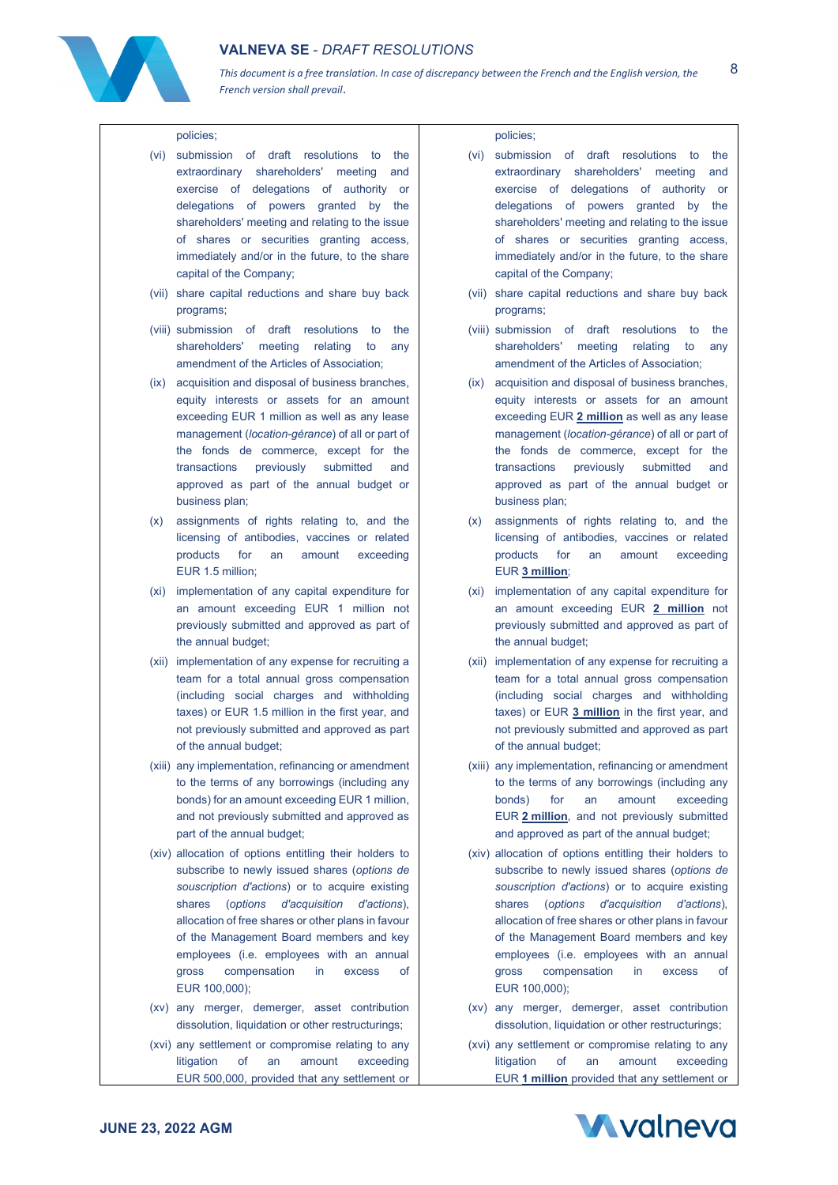| | |
|---|---|
| policies; | policies; |
| (vi) submission of draft resolutions to the extraordinary shareholders' meeting and exercise of delegations of authority or delegations of powers granted by the shareholders' meeting and relating to the issue of shares or securities granting access, immediately and/or in the future, to the share capital of the Company; | (vi) submission of draft resolutions to the extraordinary shareholders' meeting and exercise of delegations of authority or delegations of powers granted by the shareholders' meeting and relating to the issue of shares or securities granting access, immediately and/or in the future, to the share capital of the Company; |
| (vii) share capital reductions and share buy back programs; | (vii) share capital reductions and share buy back programs; |
| (viii) submission of draft resolutions to the shareholders' meeting relating to any amendment of the Articles of Association; | (viii) submission of draft resolutions to the shareholders' meeting relating to any amendment of the Articles of Association; |
| (ix) acquisition and disposal of business branches, equity interests or assets for an amount exceeding EUR 1 million as well as any lease management (*location-gérance*) of all or part of the fonds de commerce, except for the transactions previously submitted and approved as part of the annual budget or business plan; | (ix) acquisition and disposal of business branches, equity interests or assets for an amount exceeding EUR **2 million** as well as any lease management (*location-gérance*) of all or part of the fonds de commerce, except for the transactions previously submitted and approved as part of the annual budget or business plan; |
| (x) assignments of rights relating to, and the licensing of antibodies, vaccines or related products for an amount exceeding EUR 1.5 million; | (x) assignments of rights relating to, and the licensing of antibodies, vaccines or related products for an amount exceeding EUR **3 million**; |
| (xi) implementation of any capital expenditure for an amount exceeding EUR 1 million not previously submitted and approved as part of the annual budget; | (xi) implementation of any capital expenditure for an amount exceeding EUR **2 million** not previously submitted and approved as part of the annual budget; |
| (xii) implementation of any expense for recruiting a team for a total annual gross compensation (including social charges and withholding taxes) or EUR 1.5 million in the first year, and not previously submitted and approved as part of the annual budget; | (xii) implementation of any expense for recruiting a team for a total annual gross compensation (including social charges and withholding taxes) or EUR **3 million** in the first year, and not previously submitted and approved as part of the annual budget; |
| (xiii) any implementation, refinancing or amendment to the terms of any borrowings (including any bonds) for an amount exceeding EUR 1 million, and not previously submitted and approved as part of the annual budget; | (xiii) any implementation, refinancing or amendment to the terms of any borrowings (including any bonds) for an amount exceeding EUR **2 million**, and not previously submitted and approved as part of the annual budget; |
| (xiv) allocation of options entitling their holders to subscribe to newly issued shares (*options de souscription d'actions*) or to acquire existing shares (*options d'acquisition d'actions*), allocation of free shares or other plans in favour of the Management Board members and key employees (i.e. employees with an annual gross compensation in excess of EUR 100,000); | (xiv) allocation of options entitling their holders to subscribe to newly issued shares (*options de souscription d'actions*) or to acquire existing shares (*options d'acquisition d'actions*), allocation of free shares or other plans in favour of the Management Board members and key employees (i.e. employees with an annual gross compensation in excess of EUR 100,000); |
| (xv) any merger, demerger, asset contribution dissolution, liquidation or other restructurings; | (xv) any merger, demerger, asset contribution dissolution, liquidation or other restructurings; |
| (xvi) any settlement or compromise relating to any litigation of an amount exceeding EUR 500,000, provided that any settlement or | (xvi) any settlement or compromise relating to any litigation of an amount exceeding EUR **1 million** provided that any settlement or |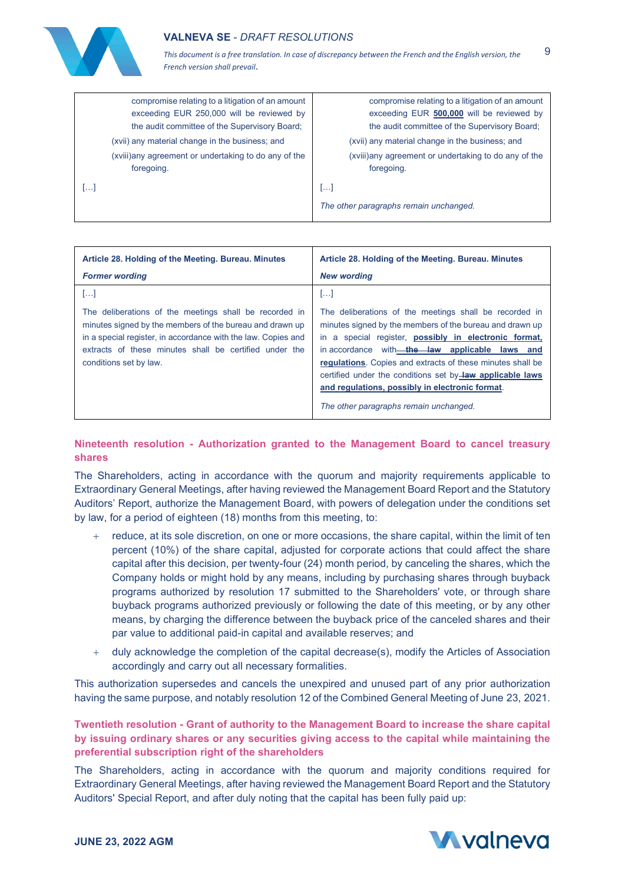| | |
|---|---|
| compromise relating to a litigation of an amount exceeding EUR 250,000 will be reviewed by the audit committee of the Supervisory Board;<br>(xvii) any material change in the business; and<br>(xviii) any agreement or undertaking to do any of the foregoing.<br>[…] | compromise relating to a litigation of an amount exceeding EUR **500,000** will be reviewed by the audit committee of the Supervisory Board;<br>(xvii) any material change in the business; and<br>(xviii) any agreement or undertaking to do any of the foregoing.<br>[…]<br>*The other paragraphs remain unchanged.* |

| **Article 28. Holding of the Meeting. Bureau. Minutes**<br>***Former wording*** | **Article 28. Holding of the Meeting. Bureau. Minutes**<br>***New wording*** |
|---|---|
| […]<br>The deliberations of the meetings shall be recorded in minutes signed by the members of the bureau and drawn up in a special register, in accordance with the law. Copies and extracts of these minutes shall be certified under the conditions set by law. | […]<br>The deliberations of the meetings shall be recorded in minutes signed by the members of the bureau and drawn up in a special register, **possibly in electronic format,** in accordance with ~~the law~~ **applicable laws and regulations**. Copies and extracts of these minutes shall be certified under the conditions set by ~~law~~ **applicable laws and regulations, possibly in electronic format**.<br>*The other paragraphs remain unchanged.* |

### Nineteenth resolution - Authorization granted to the Management Board to cancel treasury shares

The Shareholders, acting in accordance with the quorum and majority requirements applicable to Extraordinary General Meetings, after having reviewed the Management Board Report and the Statutory Auditors' Report, authorize the Management Board, with powers of delegation under the conditions set by law, for a period of eighteen (18) months from this meeting, to:

- reduce, at its sole discretion, on one or more occasions, the share capital, within the limit of ten percent (10%) of the share capital, adjusted for corporate actions that could affect the share capital after this decision, per twenty-four (24) month period, by canceling the shares, which the Company holds or might hold by any means, including by purchasing shares through buyback programs authorized by resolution 17 submitted to the Shareholders' vote, or through share buyback programs authorized previously or following the date of this meeting, or by any other means, by charging the difference between the buyback price of the canceled shares and their par value to additional paid-in capital and available reserves; and
- duly acknowledge the completion of the capital decrease(s), modify the Articles of Association accordingly and carry out all necessary formalities.

This authorization supersedes and cancels the unexpired and unused part of any prior authorization having the same purpose, and notably resolution 12 of the Combined General Meeting of June 23, 2021.

### Twentieth resolution - Grant of authority to the Management Board to increase the share capital by issuing ordinary shares or any securities giving access to the capital while maintaining the preferential subscription right of the shareholders

The Shareholders, acting in accordance with the quorum and majority conditions required for Extraordinary General Meetings, after having reviewed the Management Board Report and the Statutory Auditors' Special Report, and after duly noting that the capital has been fully paid up: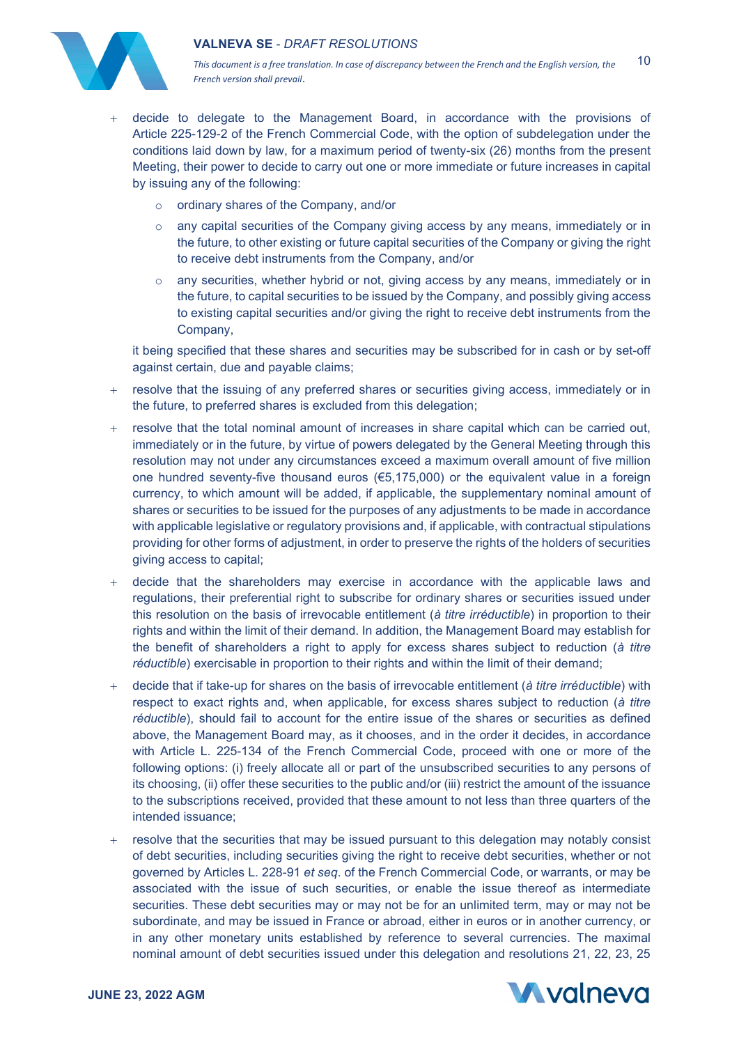- decide to delegate to the Management Board, in accordance with the provisions of Article 225-129-2 of the French Commercial Code, with the option of subdelegation under the conditions laid down by law, for a maximum period of twenty-six (26) months from the present Meeting, their power to decide to carry out one or more immediate or future increases in capital by issuing any of the following:
  - ordinary shares of the Company, and/or
  - any capital securities of the Company giving access by any means, immediately or in the future, to other existing or future capital securities of the Company or giving the right to receive debt instruments from the Company, and/or
  - any securities, whether hybrid or not, giving access by any means, immediately or in the future, to capital securities to be issued by the Company, and possibly giving access to existing capital securities and/or giving the right to receive debt instruments from the Company,

  it being specified that these shares and securities may be subscribed for in cash or by set-off against certain, due and payable claims;
- resolve that the issuing of any preferred shares or securities giving access, immediately or in the future, to preferred shares is excluded from this delegation;
- resolve that the total nominal amount of increases in share capital which can be carried out, immediately or in the future, by virtue of powers delegated by the General Meeting through this resolution may not under any circumstances exceed a maximum overall amount of five million one hundred seventy-five thousand euros (€5,175,000) or the equivalent value in a foreign currency, to which amount will be added, if applicable, the supplementary nominal amount of shares or securities to be issued for the purposes of any adjustments to be made in accordance with applicable legislative or regulatory provisions and, if applicable, with contractual stipulations providing for other forms of adjustment, in order to preserve the rights of the holders of securities giving access to capital;
- decide that the shareholders may exercise in accordance with the applicable laws and regulations, their preferential right to subscribe for ordinary shares or securities issued under this resolution on the basis of irrevocable entitlement (*à titre irréductible*) in proportion to their rights and within the limit of their demand. In addition, the Management Board may establish for the benefit of shareholders a right to apply for excess shares subject to reduction (*à titre réductible*) exercisable in proportion to their rights and within the limit of their demand;
- decide that if take-up for shares on the basis of irrevocable entitlement (*à titre irréductible*) with respect to exact rights and, when applicable, for excess shares subject to reduction (*à titre réductible*), should fail to account for the entire issue of the shares or securities as defined above, the Management Board may, as it chooses, and in the order it decides, in accordance with Article L. 225-134 of the French Commercial Code, proceed with one or more of the following options: (i) freely allocate all or part of the unsubscribed securities to any persons of its choosing, (ii) offer these securities to the public and/or (iii) restrict the amount of the issuance to the subscriptions received, provided that these amount to not less than three quarters of the intended issuance;
- resolve that the securities that may be issued pursuant to this delegation may notably consist of debt securities, including securities giving the right to receive debt securities, whether or not governed by Articles L. 228-91 *et seq*. of the French Commercial Code, or warrants, or may be associated with the issue of such securities, or enable the issue thereof as intermediate securities. These debt securities may or may not be for an unlimited term, may or may not be subordinate, and may be issued in France or abroad, either in euros or in another currency, or in any other monetary units established by reference to several currencies. The maximal nominal amount of debt securities issued under this delegation and resolutions 21, 22, 23, 25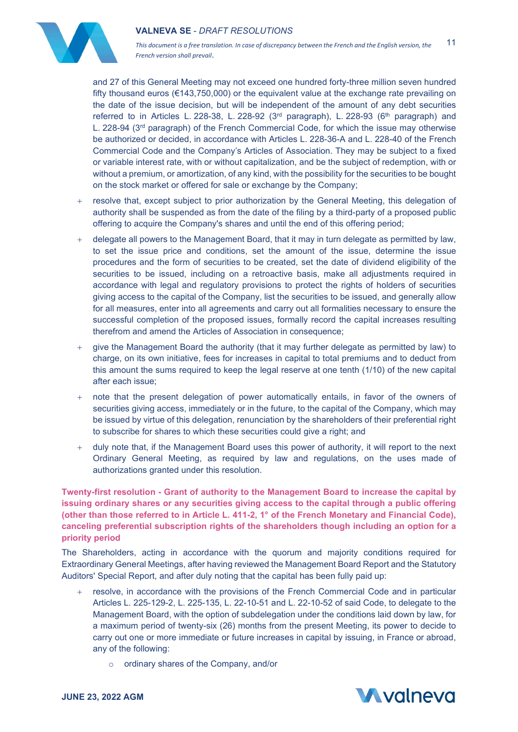and 27 of this General Meeting may not exceed one hundred forty-three million seven hundred fifty thousand euros (€143,750,000) or the equivalent value at the exchange rate prevailing on the date of the issue decision, but will be independent of the amount of any debt securities referred to in Articles L. 228-38, L. 228-92 (3rd paragraph), L. 228-93 (6th paragraph) and L. 228-94 (3rd paragraph) of the French Commercial Code, for which the issue may otherwise be authorized or decided, in accordance with Articles L. 228-36-A and L. 228-40 of the French Commercial Code and the Company's Articles of Association. They may be subject to a fixed or variable interest rate, with or without capitalization, and be the subject of redemption, with or without a premium, or amortization, of any kind, with the possibility for the securities to be bought on the stock market or offered for sale or exchange by the Company;

- resolve that, except subject to prior authorization by the General Meeting, this delegation of authority shall be suspended as from the date of the filing by a third-party of a proposed public offering to acquire the Company's shares and until the end of this offering period;
- delegate all powers to the Management Board, that it may in turn delegate as permitted by law, to set the issue price and conditions, set the amount of the issue, determine the issue procedures and the form of securities to be created, set the date of dividend eligibility of the securities to be issued, including on a retroactive basis, make all adjustments required in accordance with legal and regulatory provisions to protect the rights of holders of securities giving access to the capital of the Company, list the securities to be issued, and generally allow for all measures, enter into all agreements and carry out all formalities necessary to ensure the successful completion of the proposed issues, formally record the capital increases resulting therefrom and amend the Articles of Association in consequence;
- give the Management Board the authority (that it may further delegate as permitted by law) to charge, on its own initiative, fees for increases in capital to total premiums and to deduct from this amount the sums required to keep the legal reserve at one tenth (1/10) of the new capital after each issue;
- note that the present delegation of power automatically entails, in favor of the owners of securities giving access, immediately or in the future, to the capital of the Company, which may be issued by virtue of this delegation, renunciation by the shareholders of their preferential right to subscribe for shares to which these securities could give a right; and
- duly note that, if the Management Board uses this power of authority, it will report to the next Ordinary General Meeting, as required by law and regulations, on the uses made of authorizations granted under this resolution.

**Twenty-first resolution - Grant of authority to the Management Board to increase the capital by issuing ordinary shares or any securities giving access to the capital through a public offering (other than those referred to in Article L. 411-2, 1° of the French Monetary and Financial Code), canceling preferential subscription rights of the shareholders though including an option for a priority period**

The Shareholders, acting in accordance with the quorum and majority conditions required for Extraordinary General Meetings, after having reviewed the Management Board Report and the Statutory Auditors' Special Report, and after duly noting that the capital has been fully paid up:

- resolve, in accordance with the provisions of the French Commercial Code and in particular Articles L. 225-129-2, L. 225-135, L. 22-10-51 and L. 22-10-52 of said Code, to delegate to the Management Board, with the option of subdelegation under the conditions laid down by law, for a maximum period of twenty-six (26) months from the present Meeting, its power to decide to carry out one or more immediate or future increases in capital by issuing, in France or abroad, any of the following:
    - ordinary shares of the Company, and/or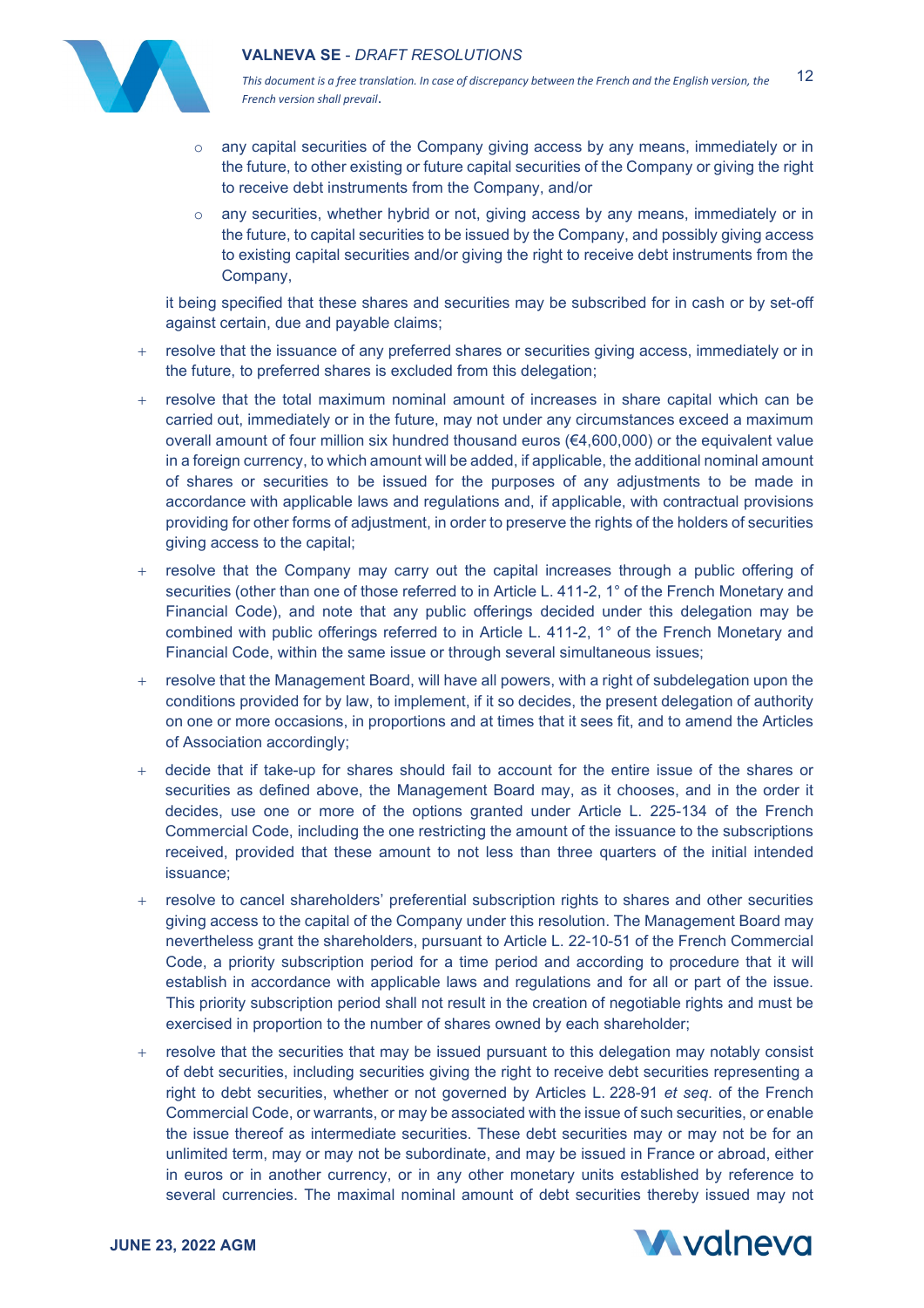- any capital securities of the Company giving access by any means, immediately or in the future, to other existing or future capital securities of the Company or giving the right to receive debt instruments from the Company, and/or
- any securities, whether hybrid or not, giving access by any means, immediately or in the future, to capital securities to be issued by the Company, and possibly giving access to existing capital securities and/or giving the right to receive debt instruments from the Company,

it being specified that these shares and securities may be subscribed for in cash or by set-off against certain, due and payable claims;

- resolve that the issuance of any preferred shares or securities giving access, immediately or in the future, to preferred shares is excluded from this delegation;
- resolve that the total maximum nominal amount of increases in share capital which can be carried out, immediately or in the future, may not under any circumstances exceed a maximum overall amount of four million six hundred thousand euros (€4,600,000) or the equivalent value in a foreign currency, to which amount will be added, if applicable, the additional nominal amount of shares or securities to be issued for the purposes of any adjustments to be made in accordance with applicable laws and regulations and, if applicable, with contractual provisions providing for other forms of adjustment, in order to preserve the rights of the holders of securities giving access to the capital;
- resolve that the Company may carry out the capital increases through a public offering of securities (other than one of those referred to in Article L. 411-2, 1° of the French Monetary and Financial Code), and note that any public offerings decided under this delegation may be combined with public offerings referred to in Article L. 411-2, 1° of the French Monetary and Financial Code, within the same issue or through several simultaneous issues;
- resolve that the Management Board, will have all powers, with a right of subdelegation upon the conditions provided for by law, to implement, if it so decides, the present delegation of authority on one or more occasions, in proportions and at times that it sees fit, and to amend the Articles of Association accordingly;
- decide that if take-up for shares should fail to account for the entire issue of the shares or securities as defined above, the Management Board may, as it chooses, and in the order it decides, use one or more of the options granted under Article L. 225-134 of the French Commercial Code, including the one restricting the amount of the issuance to the subscriptions received, provided that these amount to not less than three quarters of the initial intended issuance;
- resolve to cancel shareholders' preferential subscription rights to shares and other securities giving access to the capital of the Company under this resolution. The Management Board may nevertheless grant the shareholders, pursuant to Article L. 22-10-51 of the French Commercial Code, a priority subscription period for a time period and according to procedure that it will establish in accordance with applicable laws and regulations and for all or part of the issue. This priority subscription period shall not result in the creation of negotiable rights and must be exercised in proportion to the number of shares owned by each shareholder;
- resolve that the securities that may be issued pursuant to this delegation may notably consist of debt securities, including securities giving the right to receive debt securities representing a right to debt securities, whether or not governed by Articles L. 228-91 *et seq.* of the French Commercial Code, or warrants, or may be associated with the issue of such securities, or enable the issue thereof as intermediate securities. These debt securities may or may not be for an unlimited term, may or may not be subordinate, and may be issued in France or abroad, either in euros or in another currency, or in any other monetary units established by reference to several currencies. The maximal nominal amount of debt securities thereby issued may not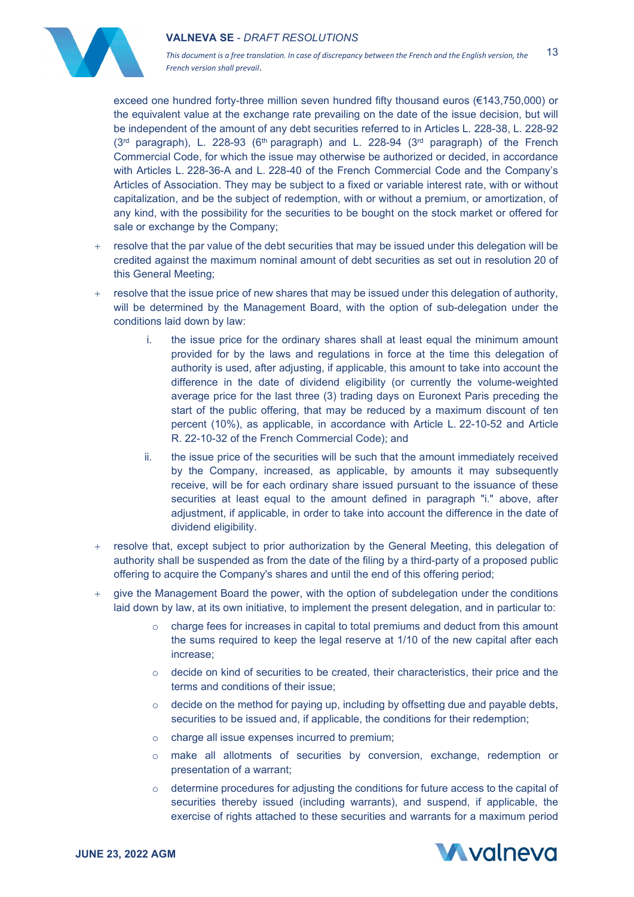exceed one hundred forty-three million seven hundred fifty thousand euros (€143,750,000) or the equivalent value at the exchange rate prevailing on the date of the issue decision, but will be independent of the amount of any debt securities referred to in Articles L. 228-38, L. 228-92 (3rd paragraph), L. 228-93 (6th paragraph) and L. 228-94 (3rd paragraph) of the French Commercial Code, for which the issue may otherwise be authorized or decided, in accordance with Articles L. 228-36-A and L. 228-40 of the French Commercial Code and the Company's Articles of Association. They may be subject to a fixed or variable interest rate, with or without capitalization, and be the subject of redemption, with or without a premium, or amortization, of any kind, with the possibility for the securities to be bought on the stock market or offered for sale or exchange by the Company;

- resolve that the par value of the debt securities that may be issued under this delegation will be credited against the maximum nominal amount of debt securities as set out in resolution 20 of this General Meeting;
- resolve that the issue price of new shares that may be issued under this delegation of authority, will be determined by the Management Board, with the option of sub-delegation under the conditions laid down by law:
  1. the issue price for the ordinary shares shall at least equal the minimum amount provided for by the laws and regulations in force at the time this delegation of authority is used, after adjusting, if applicable, this amount to take into account the difference in the date of dividend eligibility (or currently the volume-weighted average price for the last three (3) trading days on Euronext Paris preceding the start of the public offering, that may be reduced by a maximum discount of ten percent (10%), as applicable, in accordance with Article L. 22-10-52 and Article R. 22-10-32 of the French Commercial Code); and
  2. the issue price of the securities will be such that the amount immediately received by the Company, increased, as applicable, by amounts it may subsequently receive, will be for each ordinary share issued pursuant to the issuance of these securities at least equal to the amount defined in paragraph "i." above, after adjustment, if applicable, in order to take into account the difference in the date of dividend eligibility.
- resolve that, except subject to prior authorization by the General Meeting, this delegation of authority shall be suspended as from the date of the filing by a third-party of a proposed public offering to acquire the Company's shares and until the end of this offering period;
- give the Management Board the power, with the option of subdelegation under the conditions laid down by law, at its own initiative, to implement the present delegation, and in particular to:
  - charge fees for increases in capital to total premiums and deduct from this amount the sums required to keep the legal reserve at 1/10 of the new capital after each increase;
  - decide on kind of securities to be created, their characteristics, their price and the terms and conditions of their issue;
  - decide on the method for paying up, including by offsetting due and payable debts, securities to be issued and, if applicable, the conditions for their redemption;
  - charge all issue expenses incurred to premium;
  - make all allotments of securities by conversion, exchange, redemption or presentation of a warrant;
  - determine procedures for adjusting the conditions for future access to the capital of securities thereby issued (including warrants), and suspend, if applicable, the exercise of rights attached to these securities and warrants for a maximum period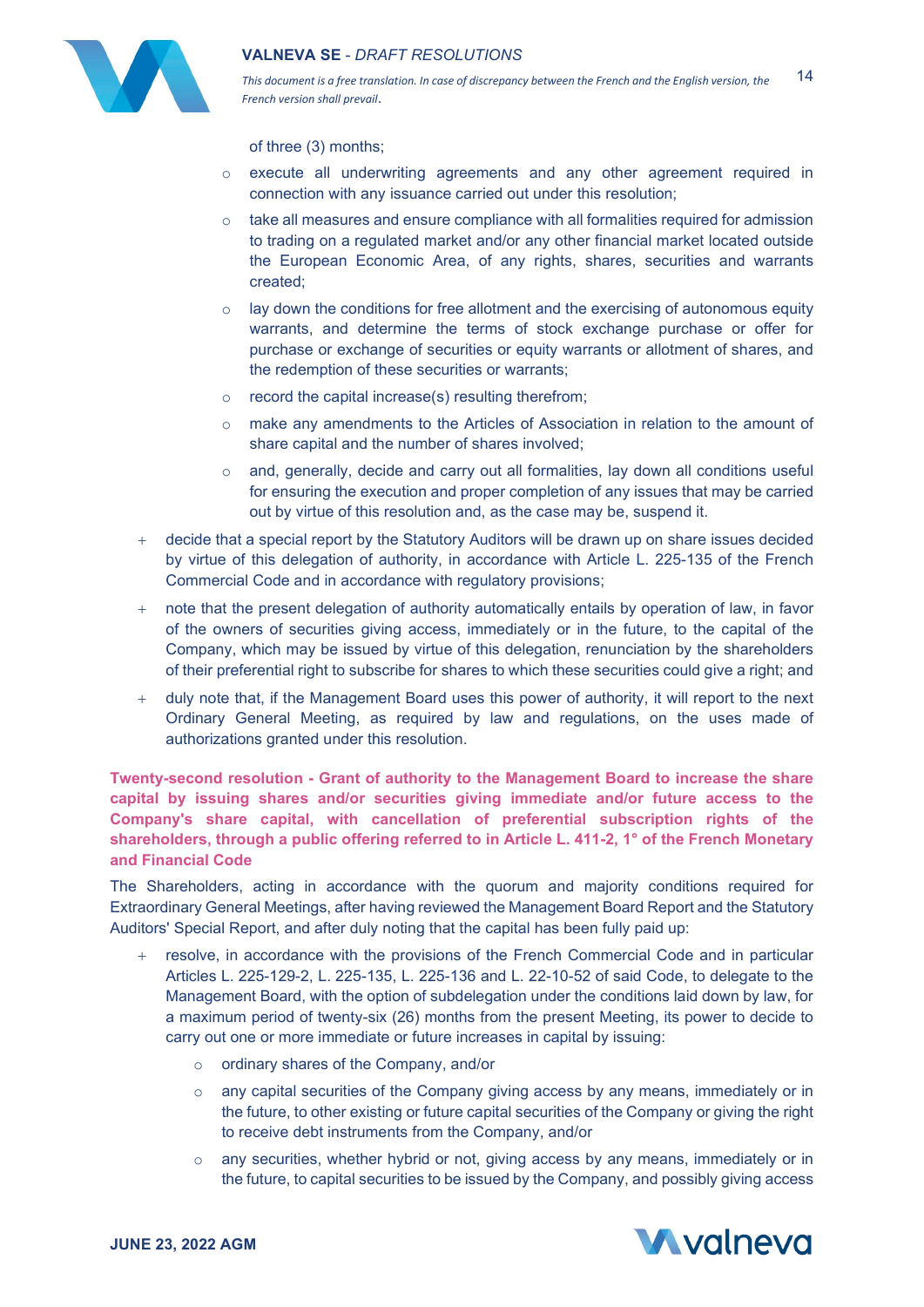of three (3) months;

- execute all underwriting agreements and any other agreement required in connection with any issuance carried out under this resolution;
- take all measures and ensure compliance with all formalities required for admission to trading on a regulated market and/or any other financial market located outside the European Economic Area, of any rights, shares, securities and warrants created;
- lay down the conditions for free allotment and the exercising of autonomous equity warrants, and determine the terms of stock exchange purchase or offer for purchase or exchange of securities or equity warrants or allotment of shares, and the redemption of these securities or warrants;
- record the capital increase(s) resulting therefrom;
- make any amendments to the Articles of Association in relation to the amount of share capital and the number of shares involved;
- and, generally, decide and carry out all formalities, lay down all conditions useful for ensuring the execution and proper completion of any issues that may be carried out by virtue of this resolution and, as the case may be, suspend it.

+ decide that a special report by the Statutory Auditors will be drawn up on share issues decided by virtue of this delegation of authority, in accordance with Article L. 225-135 of the French Commercial Code and in accordance with regulatory provisions;
+ note that the present delegation of authority automatically entails by operation of law, in favor of the owners of securities giving access, immediately or in the future, to the capital of the Company, which may be issued by virtue of this delegation, renunciation by the shareholders of their preferential right to subscribe for shares to which these securities could give a right; and
+ duly note that, if the Management Board uses this power of authority, it will report to the next Ordinary General Meeting, as required by law and regulations, on the uses made of authorizations granted under this resolution.

**Twenty-second resolution - Grant of authority to the Management Board to increase the share capital by issuing shares and/or securities giving immediate and/or future access to the Company's share capital, with cancellation of preferential subscription rights of the shareholders, through a public offering referred to in Article L. 411-2, 1° of the French Monetary and Financial Code**

The Shareholders, acting in accordance with the quorum and majority conditions required for Extraordinary General Meetings, after having reviewed the Management Board Report and the Statutory Auditors' Special Report, and after duly noting that the capital has been fully paid up:

+ resolve, in accordance with the provisions of the French Commercial Code and in particular Articles L. 225-129-2, L. 225-135, L. 225-136 and L. 22-10-52 of said Code, to delegate to the Management Board, with the option of subdelegation under the conditions laid down by law, for a maximum period of twenty-six (26) months from the present Meeting, its power to decide to carry out one or more immediate or future increases in capital by issuing:
  - ordinary shares of the Company, and/or
  - any capital securities of the Company giving access by any means, immediately or in the future, to other existing or future capital securities of the Company or giving the right to receive debt instruments from the Company, and/or
  - any securities, whether hybrid or not, giving access by any means, immediately or in the future, to capital securities to be issued by the Company, and possibly giving access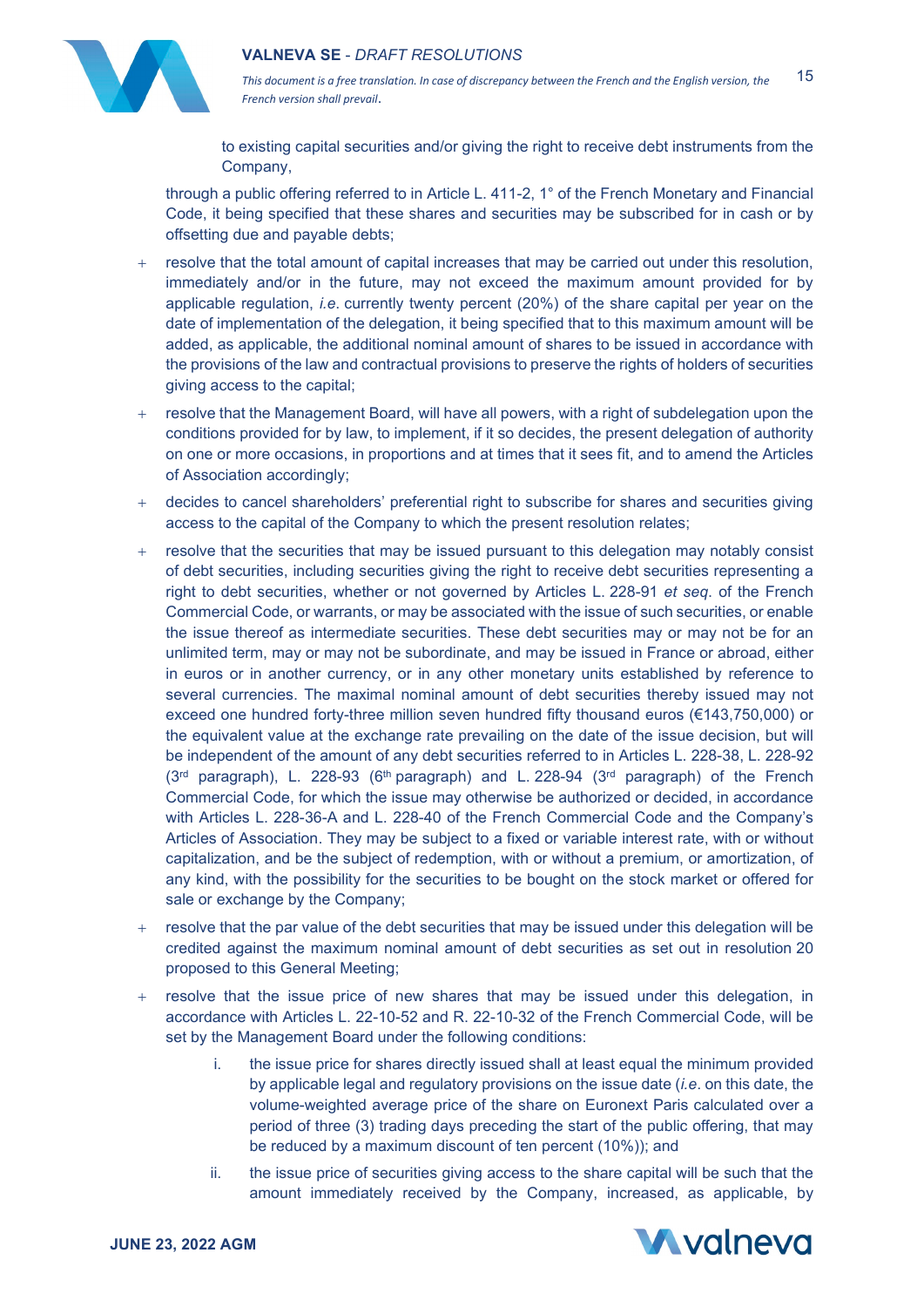to existing capital securities and/or giving the right to receive debt instruments from the Company,

through a public offering referred to in Article L. 411-2, 1° of the French Monetary and Financial Code, it being specified that these shares and securities may be subscribed for in cash or by offsetting due and payable debts;

- resolve that the total amount of capital increases that may be carried out under this resolution, immediately and/or in the future, may not exceed the maximum amount provided for by applicable regulation, *i.e*. currently twenty percent (20%) of the share capital per year on the date of implementation of the delegation, it being specified that to this maximum amount will be added, as applicable, the additional nominal amount of shares to be issued in accordance with the provisions of the law and contractual provisions to preserve the rights of holders of securities giving access to the capital;
- resolve that the Management Board, will have all powers, with a right of subdelegation upon the conditions provided for by law, to implement, if it so decides, the present delegation of authority on one or more occasions, in proportions and at times that it sees fit, and to amend the Articles of Association accordingly;
- decides to cancel shareholders' preferential right to subscribe for shares and securities giving access to the capital of the Company to which the present resolution relates;
- resolve that the securities that may be issued pursuant to this delegation may notably consist of debt securities, including securities giving the right to receive debt securities representing a right to debt securities, whether or not governed by Articles L. 228-91 *et seq*. of the French Commercial Code, or warrants, or may be associated with the issue of such securities, or enable the issue thereof as intermediate securities. These debt securities may or may not be for an unlimited term, may or may not be subordinate, and may be issued in France or abroad, either in euros or in another currency, or in any other monetary units established by reference to several currencies. The maximal nominal amount of debt securities thereby issued may not exceed one hundred forty-three million seven hundred fifty thousand euros (€143,750,000) or the equivalent value at the exchange rate prevailing on the date of the issue decision, but will be independent of the amount of any debt securities referred to in Articles L. 228-38, L. 228-92 (3rd paragraph), L. 228-93 (6th paragraph) and L. 228-94 (3rd paragraph) of the French Commercial Code, for which the issue may otherwise be authorized or decided, in accordance with Articles L. 228-36-A and L. 228-40 of the French Commercial Code and the Company's Articles of Association. They may be subject to a fixed or variable interest rate, with or without capitalization, and be the subject of redemption, with or without a premium, or amortization, of any kind, with the possibility for the securities to be bought on the stock market or offered for sale or exchange by the Company;
- resolve that the par value of the debt securities that may be issued under this delegation will be credited against the maximum nominal amount of debt securities as set out in resolution 20 proposed to this General Meeting;
- resolve that the issue price of new shares that may be issued under this delegation, in accordance with Articles L. 22-10-52 and R. 22-10-32 of the French Commercial Code, will be set by the Management Board under the following conditions:
  i. the issue price for shares directly issued shall at least equal the minimum provided by applicable legal and regulatory provisions on the issue date (*i.e*. on this date, the volume-weighted average price of the share on Euronext Paris calculated over a period of three (3) trading days preceding the start of the public offering, that may be reduced by a maximum discount of ten percent (10%)); and
  ii. the issue price of securities giving access to the share capital will be such that the amount immediately received by the Company, increased, as applicable, by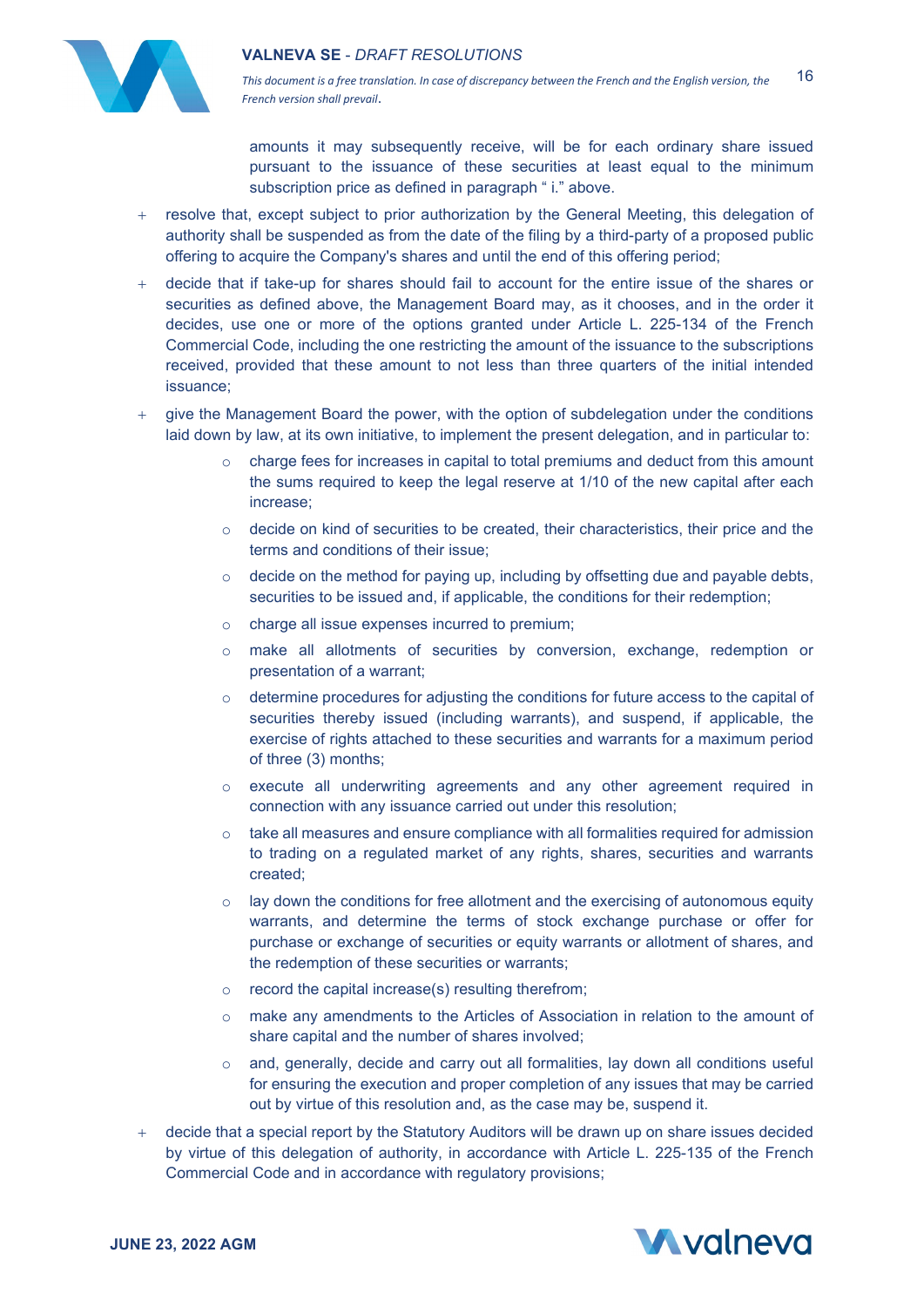amounts it may subsequently receive, will be for each ordinary share issued pursuant to the issuance of these securities at least equal to the minimum subscription price as defined in paragraph " i." above.

- resolve that, except subject to prior authorization by the General Meeting, this delegation of authority shall be suspended as from the date of the filing by a third-party of a proposed public offering to acquire the Company's shares and until the end of this offering period;
- decide that if take-up for shares should fail to account for the entire issue of the shares or securities as defined above, the Management Board may, as it chooses, and in the order it decides, use one or more of the options granted under Article L. 225-134 of the French Commercial Code, including the one restricting the amount of the issuance to the subscriptions received, provided that these amount to not less than three quarters of the initial intended issuance;
- give the Management Board the power, with the option of subdelegation under the conditions laid down by law, at its own initiative, to implement the present delegation, and in particular to:
  - charge fees for increases in capital to total premiums and deduct from this amount the sums required to keep the legal reserve at 1/10 of the new capital after each increase;
  - decide on kind of securities to be created, their characteristics, their price and the terms and conditions of their issue;
  - decide on the method for paying up, including by offsetting due and payable debts, securities to be issued and, if applicable, the conditions for their redemption;
  - charge all issue expenses incurred to premium;
  - make all allotments of securities by conversion, exchange, redemption or presentation of a warrant;
  - determine procedures for adjusting the conditions for future access to the capital of securities thereby issued (including warrants), and suspend, if applicable, the exercise of rights attached to these securities and warrants for a maximum period of three (3) months;
  - execute all underwriting agreements and any other agreement required in connection with any issuance carried out under this resolution;
  - take all measures and ensure compliance with all formalities required for admission to trading on a regulated market of any rights, shares, securities and warrants created;
  - lay down the conditions for free allotment and the exercising of autonomous equity warrants, and determine the terms of stock exchange purchase or offer for purchase or exchange of securities or equity warrants or allotment of shares, and the redemption of these securities or warrants;
  - record the capital increase(s) resulting therefrom;
  - make any amendments to the Articles of Association in relation to the amount of share capital and the number of shares involved;
  - and, generally, decide and carry out all formalities, lay down all conditions useful for ensuring the execution and proper completion of any issues that may be carried out by virtue of this resolution and, as the case may be, suspend it.
- decide that a special report by the Statutory Auditors will be drawn up on share issues decided by virtue of this delegation of authority, in accordance with Article L. 225-135 of the French Commercial Code and in accordance with regulatory provisions;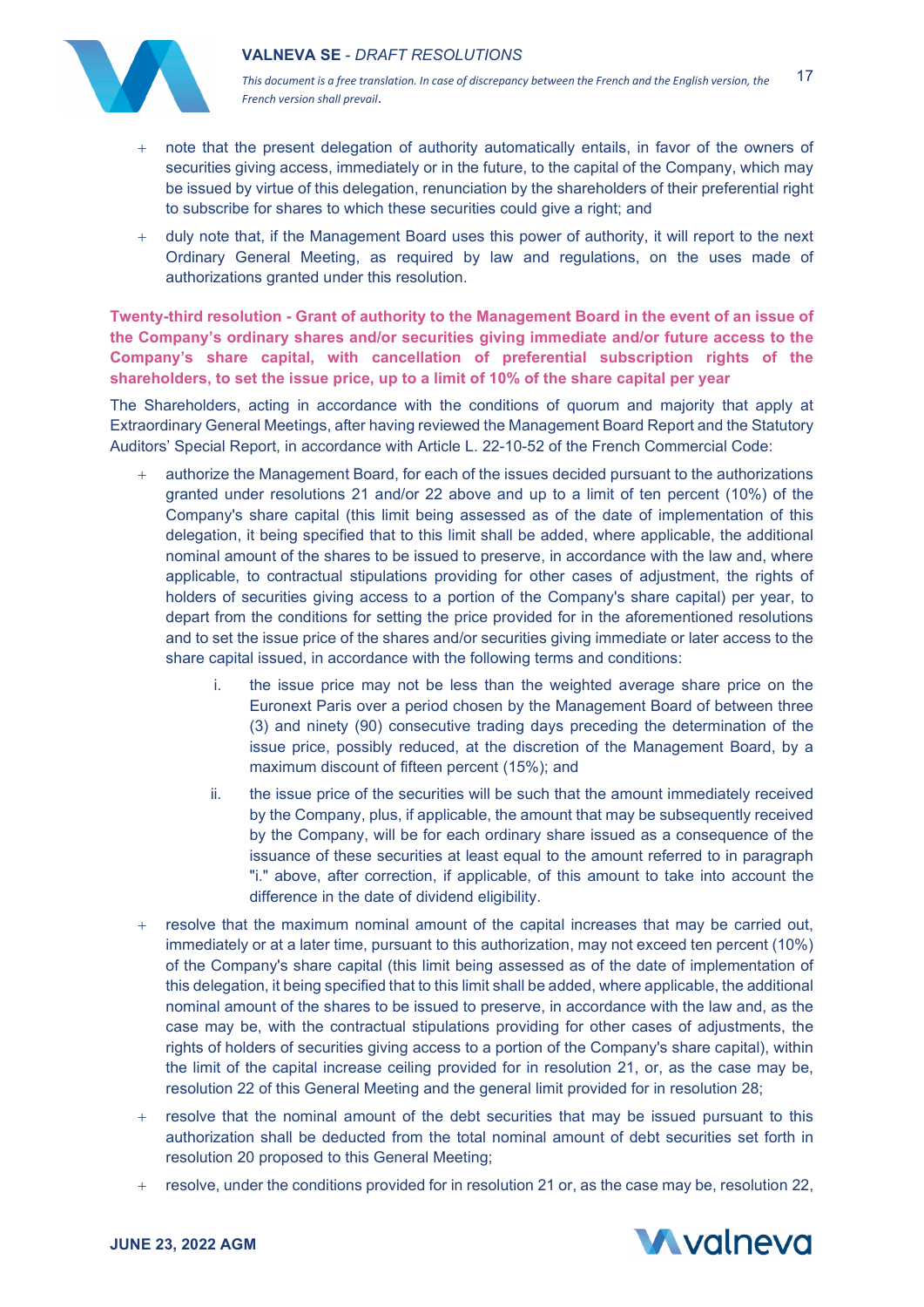- note that the present delegation of authority automatically entails, in favor of the owners of securities giving access, immediately or in the future, to the capital of the Company, which may be issued by virtue of this delegation, renunciation by the shareholders of their preferential right to subscribe for shares to which these securities could give a right; and
- duly note that, if the Management Board uses this power of authority, it will report to the next Ordinary General Meeting, as required by law and regulations, on the uses made of authorizations granted under this resolution.

**Twenty-third resolution - Grant of authority to the Management Board in the event of an issue of the Company's ordinary shares and/or securities giving immediate and/or future access to the Company's share capital, with cancellation of preferential subscription rights of the shareholders, to set the issue price, up to a limit of 10% of the share capital per year**

The Shareholders, acting in accordance with the conditions of quorum and majority that apply at Extraordinary General Meetings, after having reviewed the Management Board Report and the Statutory Auditors' Special Report, in accordance with Article L. 22-10-52 of the French Commercial Code:

- authorize the Management Board, for each of the issues decided pursuant to the authorizations granted under resolutions 21 and/or 22 above and up to a limit of ten percent (10%) of the Company's share capital (this limit being assessed as of the date of implementation of this delegation, it being specified that to this limit shall be added, where applicable, the additional nominal amount of the shares to be issued to preserve, in accordance with the law and, where applicable, to contractual stipulations providing for other cases of adjustment, the rights of holders of securities giving access to a portion of the Company's share capital) per year, to depart from the conditions for setting the price provided for in the aforementioned resolutions and to set the issue price of the shares and/or securities giving immediate or later access to the share capital issued, in accordance with the following terms and conditions:
    i. the issue price may not be less than the weighted average share price on the Euronext Paris over a period chosen by the Management Board of between three (3) and ninety (90) consecutive trading days preceding the determination of the issue price, possibly reduced, at the discretion of the Management Board, by a maximum discount of fifteen percent (15%); and
    ii. the issue price of the securities will be such that the amount immediately received by the Company, plus, if applicable, the amount that may be subsequently received by the Company, will be for each ordinary share issued as a consequence of the issuance of these securities at least equal to the amount referred to in paragraph "i." above, after correction, if applicable, of this amount to take into account the difference in the date of dividend eligibility.
- resolve that the maximum nominal amount of the capital increases that may be carried out, immediately or at a later time, pursuant to this authorization, may not exceed ten percent (10%) of the Company's share capital (this limit being assessed as of the date of implementation of this delegation, it being specified that to this limit shall be added, where applicable, the additional nominal amount of the shares to be issued to preserve, in accordance with the law and, as the case may be, with the contractual stipulations providing for other cases of adjustments, the rights of holders of securities giving access to a portion of the Company's share capital), within the limit of the capital increase ceiling provided for in resolution 21, or, as the case may be, resolution 22 of this General Meeting and the general limit provided for in resolution 28;
- resolve that the nominal amount of the debt securities that may be issued pursuant to this authorization shall be deducted from the total nominal amount of debt securities set forth in resolution 20 proposed to this General Meeting;
- resolve, under the conditions provided for in resolution 21 or, as the case may be, resolution 22,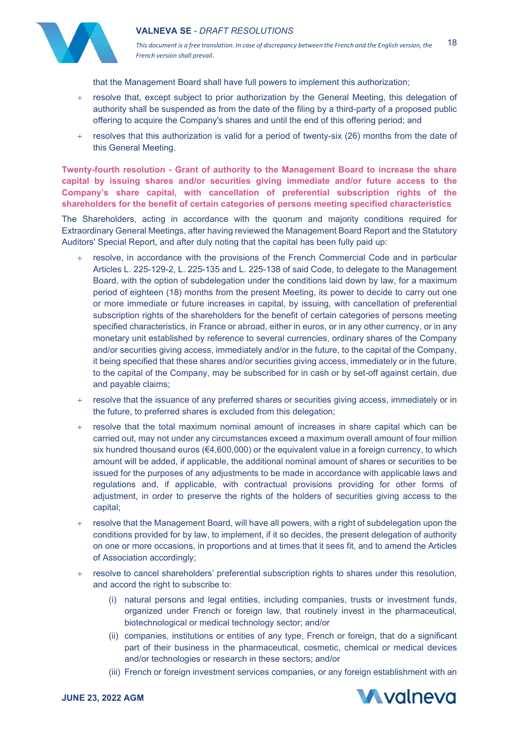that the Management Board shall have full powers to implement this authorization;

+ resolve that, except subject to prior authorization by the General Meeting, this delegation of authority shall be suspended as from the date of the filing by a third-party of a proposed public offering to acquire the Company's shares and until the end of this offering period; and
+ resolves that this authorization is valid for a period of twenty-six (26) months from the date of this General Meeting.

**Twenty-fourth resolution - Grant of authority to the Management Board to increase the share capital by issuing shares and/or securities giving immediate and/or future access to the Company's share capital, with cancellation of preferential subscription rights of the shareholders for the benefit of certain categories of persons meeting specified characteristics**

The Shareholders, acting in accordance with the quorum and majority conditions required for Extraordinary General Meetings, after having reviewed the Management Board Report and the Statutory Auditors' Special Report, and after duly noting that the capital has been fully paid up:

+ resolve, in accordance with the provisions of the French Commercial Code and in particular Articles L. 225-129-2, L. 225-135 and L. 225-138 of said Code, to delegate to the Management Board, with the option of subdelegation under the conditions laid down by law, for a maximum period of eighteen (18) months from the present Meeting, its power to decide to carry out one or more immediate or future increases in capital, by issuing, with cancellation of preferential subscription rights of the shareholders for the benefit of certain categories of persons meeting specified characteristics, in France or abroad, either in euros, or in any other currency, or in any monetary unit established by reference to several currencies, ordinary shares of the Company and/or securities giving access, immediately and/or in the future, to the capital of the Company, it being specified that these shares and/or securities giving access, immediately or in the future, to the capital of the Company, may be subscribed for in cash or by set-off against certain, due and payable claims;
+ resolve that the issuance of any preferred shares or securities giving access, immediately or in the future, to preferred shares is excluded from this delegation;
+ resolve that the total maximum nominal amount of increases in share capital which can be carried out, may not under any circumstances exceed a maximum overall amount of four million six hundred thousand euros (€4,600,000) or the equivalent value in a foreign currency, to which amount will be added, if applicable, the additional nominal amount of shares or securities to be issued for the purposes of any adjustments to be made in accordance with applicable laws and regulations and, if applicable, with contractual provisions providing for other forms of adjustment, in order to preserve the rights of the holders of securities giving access to the capital;
+ resolve that the Management Board, will have all powers, with a right of subdelegation upon the conditions provided for by law, to implement, if it so decides, the present delegation of authority on one or more occasions, in proportions and at times that it sees fit, and to amend the Articles of Association accordingly;
+ resolve to cancel shareholders' preferential subscription rights to shares under this resolution, and accord the right to subscribe to:
    (i) natural persons and legal entities, including companies, trusts or investment funds, organized under French or foreign law, that routinely invest in the pharmaceutical, biotechnological or medical technology sector; and/or
    (ii) companies, institutions or entities of any type, French or foreign, that do a significant part of their business in the pharmaceutical, cosmetic, chemical or medical devices and/or technologies or research in these sectors; and/or
    (iii) French or foreign investment services companies, or any foreign establishment with an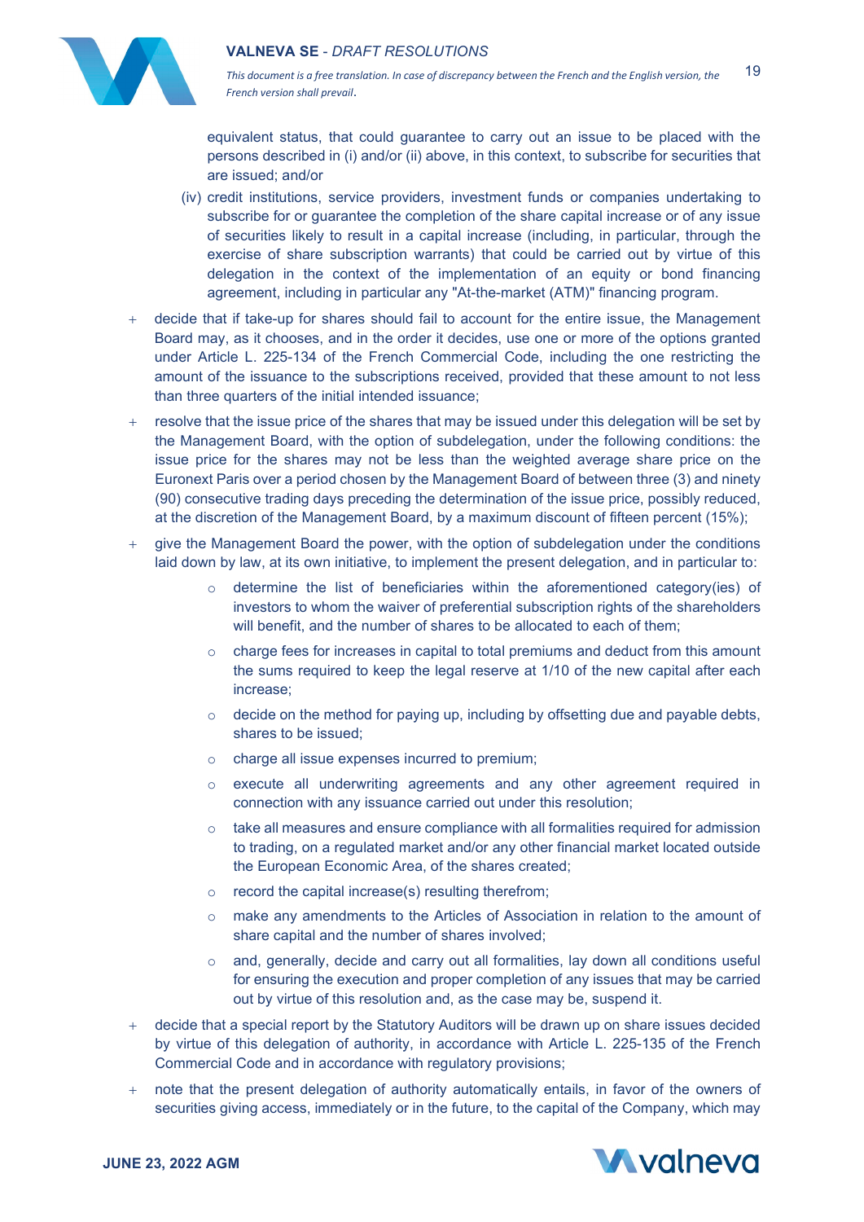equivalent status, that could guarantee to carry out an issue to be placed with the persons described in (i) and/or (ii) above, in this context, to subscribe for securities that are issued; and/or

(iv) credit institutions, service providers, investment funds or companies undertaking to subscribe for or guarantee the completion of the share capital increase or of any issue of securities likely to result in a capital increase (including, in particular, through the exercise of share subscription warrants) that could be carried out by virtue of this delegation in the context of the implementation of an equity or bond financing agreement, including in particular any "At-the-market (ATM)" financing program.

- decide that if take-up for shares should fail to account for the entire issue, the Management Board may, as it chooses, and in the order it decides, use one or more of the options granted under Article L. 225-134 of the French Commercial Code, including the one restricting the amount of the issuance to the subscriptions received, provided that these amount to not less than three quarters of the initial intended issuance;
- resolve that the issue price of the shares that may be issued under this delegation will be set by the Management Board, with the option of subdelegation, under the following conditions: the issue price for the shares may not be less than the weighted average share price on the Euronext Paris over a period chosen by the Management Board of between three (3) and ninety (90) consecutive trading days preceding the determination of the issue price, possibly reduced, at the discretion of the Management Board, by a maximum discount of fifteen percent (15%);
- give the Management Board the power, with the option of subdelegation under the conditions laid down by law, at its own initiative, to implement the present delegation, and in particular to:
  - determine the list of beneficiaries within the aforementioned category(ies) of investors to whom the waiver of preferential subscription rights of the shareholders will benefit, and the number of shares to be allocated to each of them;
  - charge fees for increases in capital to total premiums and deduct from this amount the sums required to keep the legal reserve at 1/10 of the new capital after each increase;
  - decide on the method for paying up, including by offsetting due and payable debts, shares to be issued;
  - charge all issue expenses incurred to premium;
  - execute all underwriting agreements and any other agreement required in connection with any issuance carried out under this resolution;
  - take all measures and ensure compliance with all formalities required for admission to trading, on a regulated market and/or any other financial market located outside the European Economic Area, of the shares created;
  - record the capital increase(s) resulting therefrom;
  - make any amendments to the Articles of Association in relation to the amount of share capital and the number of shares involved;
  - and, generally, decide and carry out all formalities, lay down all conditions useful for ensuring the execution and proper completion of any issues that may be carried out by virtue of this resolution and, as the case may be, suspend it.
- decide that a special report by the Statutory Auditors will be drawn up on share issues decided by virtue of this delegation of authority, in accordance with Article L. 225-135 of the French Commercial Code and in accordance with regulatory provisions;
- note that the present delegation of authority automatically entails, in favor of the owners of securities giving access, immediately or in the future, to the capital of the Company, which may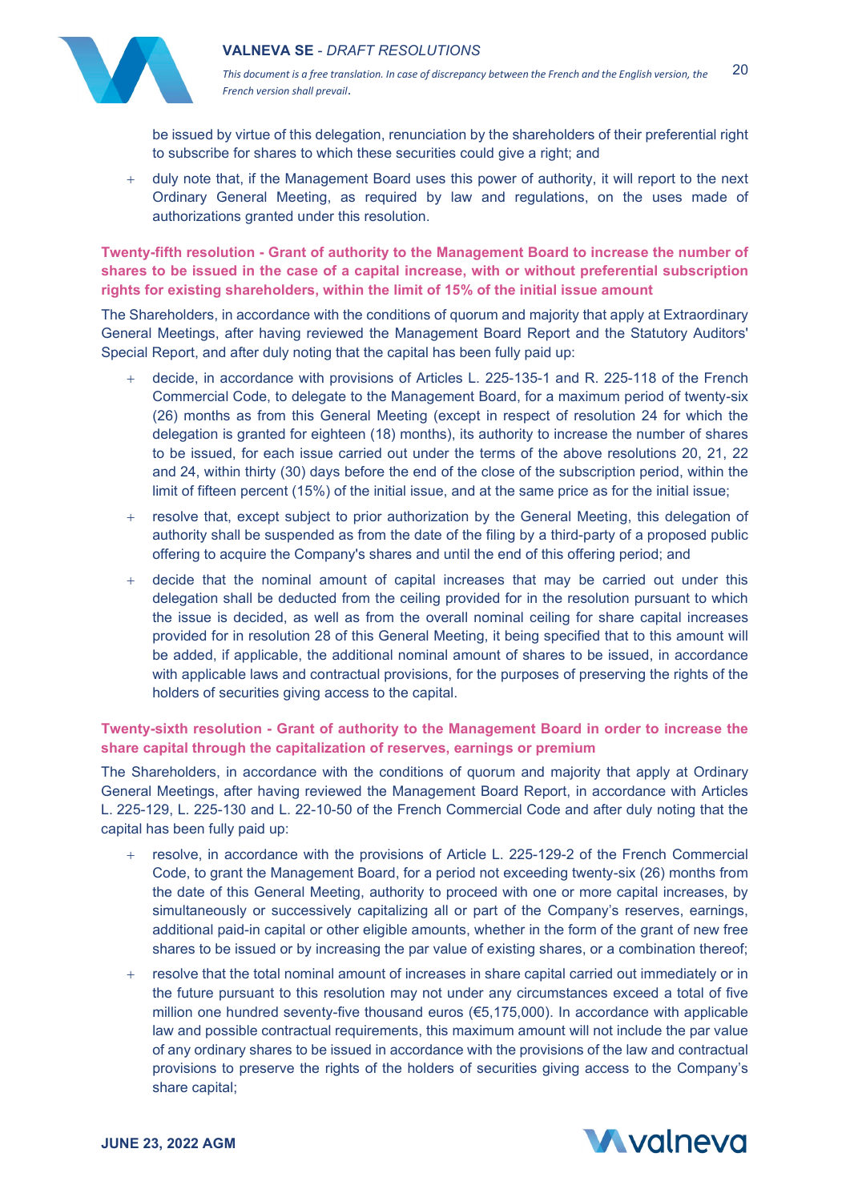be issued by virtue of this delegation, renunciation by the shareholders of their preferential right to subscribe for shares to which these securities could give a right; and

- duly note that, if the Management Board uses this power of authority, it will report to the next Ordinary General Meeting, as required by law and regulations, on the uses made of authorizations granted under this resolution.

**Twenty-fifth resolution - Grant of authority to the Management Board to increase the number of shares to be issued in the case of a capital increase, with or without preferential subscription rights for existing shareholders, within the limit of 15% of the initial issue amount**

The Shareholders, in accordance with the conditions of quorum and majority that apply at Extraordinary General Meetings, after having reviewed the Management Board Report and the Statutory Auditors' Special Report, and after duly noting that the capital has been fully paid up:

- decide, in accordance with provisions of Articles L. 225-135-1 and R. 225-118 of the French Commercial Code, to delegate to the Management Board, for a maximum period of twenty-six (26) months as from this General Meeting (except in respect of resolution 24 for which the delegation is granted for eighteen (18) months), its authority to increase the number of shares to be issued, for each issue carried out under the terms of the above resolutions 20, 21, 22 and 24, within thirty (30) days before the end of the close of the subscription period, within the limit of fifteen percent (15%) of the initial issue, and at the same price as for the initial issue;
- resolve that, except subject to prior authorization by the General Meeting, this delegation of authority shall be suspended as from the date of the filing by a third-party of a proposed public offering to acquire the Company's shares and until the end of this offering period; and
- decide that the nominal amount of capital increases that may be carried out under this delegation shall be deducted from the ceiling provided for in the resolution pursuant to which the issue is decided, as well as from the overall nominal ceiling for share capital increases provided for in resolution 28 of this General Meeting, it being specified that to this amount will be added, if applicable, the additional nominal amount of shares to be issued, in accordance with applicable laws and contractual provisions, for the purposes of preserving the rights of the holders of securities giving access to the capital.

**Twenty-sixth resolution - Grant of authority to the Management Board in order to increase the share capital through the capitalization of reserves, earnings or premium**

The Shareholders, in accordance with the conditions of quorum and majority that apply at Ordinary General Meetings, after having reviewed the Management Board Report, in accordance with Articles L. 225-129, L. 225-130 and L. 22-10-50 of the French Commercial Code and after duly noting that the capital has been fully paid up:

- resolve, in accordance with the provisions of Article L. 225-129-2 of the French Commercial Code, to grant the Management Board, for a period not exceeding twenty-six (26) months from the date of this General Meeting, authority to proceed with one or more capital increases, by simultaneously or successively capitalizing all or part of the Company's reserves, earnings, additional paid-in capital or other eligible amounts, whether in the form of the grant of new free shares to be issued or by increasing the par value of existing shares, or a combination thereof;
- resolve that the total nominal amount of increases in share capital carried out immediately or in the future pursuant to this resolution may not under any circumstances exceed a total of five million one hundred seventy-five thousand euros (€5,175,000). In accordance with applicable law and possible contractual requirements, this maximum amount will not include the par value of any ordinary shares to be issued in accordance with the provisions of the law and contractual provisions to preserve the rights of the holders of securities giving access to the Company's share capital;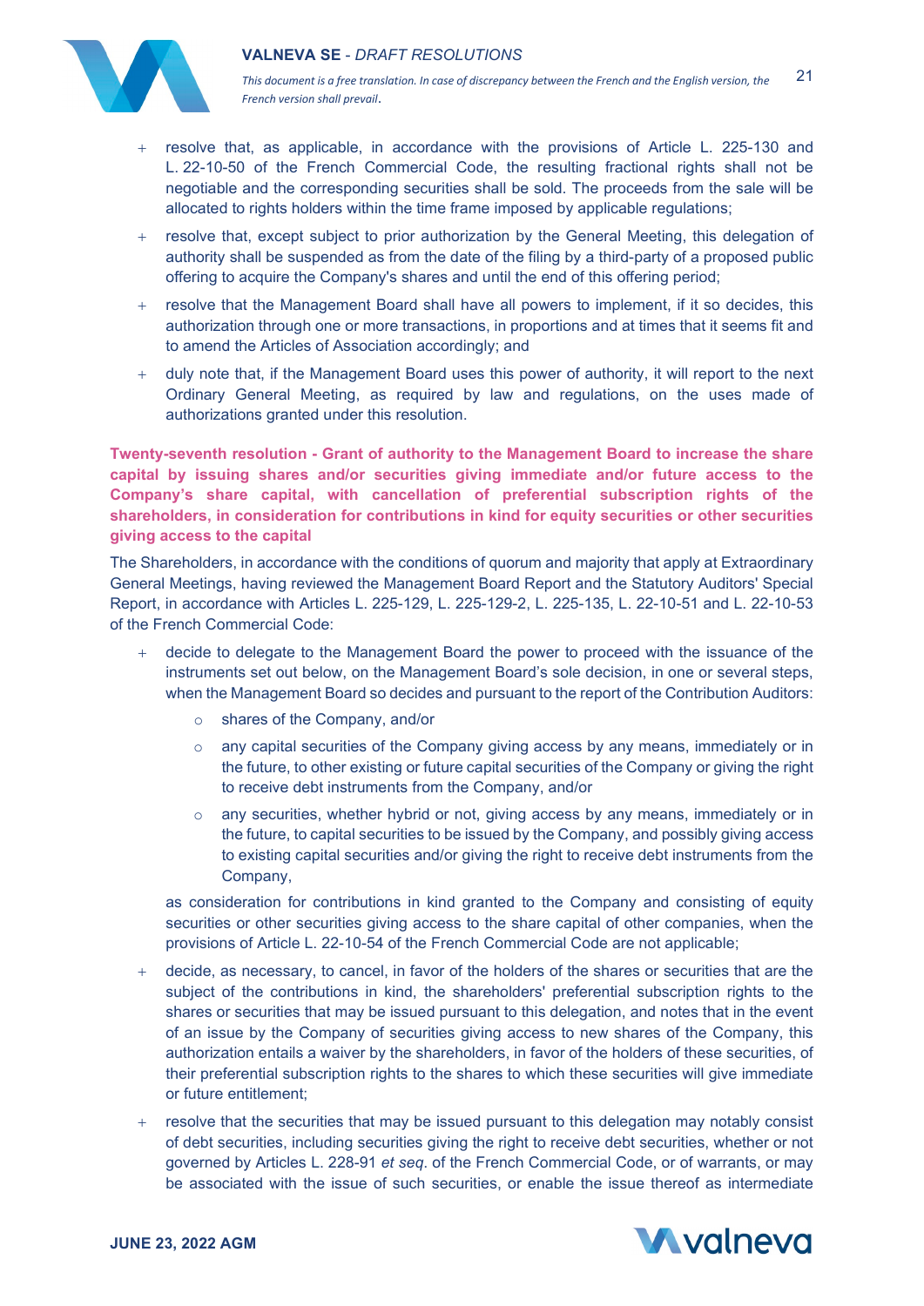- resolve that, as applicable, in accordance with the provisions of Article L. 225-130 and L. 22-10-50 of the French Commercial Code, the resulting fractional rights shall not be negotiable and the corresponding securities shall be sold. The proceeds from the sale will be allocated to rights holders within the time frame imposed by applicable regulations;
- resolve that, except subject to prior authorization by the General Meeting, this delegation of authority shall be suspended as from the date of the filing by a third-party of a proposed public offering to acquire the Company's shares and until the end of this offering period;
- resolve that the Management Board shall have all powers to implement, if it so decides, this authorization through one or more transactions, in proportions and at times that it seems fit and to amend the Articles of Association accordingly; and
- duly note that, if the Management Board uses this power of authority, it will report to the next Ordinary General Meeting, as required by law and regulations, on the uses made of authorizations granted under this resolution.

**Twenty-seventh resolution - Grant of authority to the Management Board to increase the share capital by issuing shares and/or securities giving immediate and/or future access to the Company's share capital, with cancellation of preferential subscription rights of the shareholders, in consideration for contributions in kind for equity securities or other securities giving access to the capital**

The Shareholders, in accordance with the conditions of quorum and majority that apply at Extraordinary General Meetings, having reviewed the Management Board Report and the Statutory Auditors' Special Report, in accordance with Articles L. 225-129, L. 225-129-2, L. 225-135, L. 22-10-51 and L. 22-10-53 of the French Commercial Code:

- decide to delegate to the Management Board the power to proceed with the issuance of the instruments set out below, on the Management Board's sole decision, in one or several steps, when the Management Board so decides and pursuant to the report of the Contribution Auditors:
  - shares of the Company, and/or
  - any capital securities of the Company giving access by any means, immediately or in the future, to other existing or future capital securities of the Company or giving the right to receive debt instruments from the Company, and/or
  - any securities, whether hybrid or not, giving access by any means, immediately or in the future, to capital securities to be issued by the Company, and possibly giving access to existing capital securities and/or giving the right to receive debt instruments from the Company,

  as consideration for contributions in kind granted to the Company and consisting of equity securities or other securities giving access to the share capital of other companies, when the provisions of Article L. 22-10-54 of the French Commercial Code are not applicable;
- decide, as necessary, to cancel, in favor of the holders of the shares or securities that are the subject of the contributions in kind, the shareholders' preferential subscription rights to the shares or securities that may be issued pursuant to this delegation, and notes that in the event of an issue by the Company of securities giving access to new shares of the Company, this authorization entails a waiver by the shareholders, in favor of the holders of these securities, of their preferential subscription rights to the shares to which these securities will give immediate or future entitlement;
- resolve that the securities that may be issued pursuant to this delegation may notably consist of debt securities, including securities giving the right to receive debt securities, whether or not governed by Articles L. 228-91 *et seq.* of the French Commercial Code, or of warrants, or may be associated with the issue of such securities, or enable the issue thereof as intermediate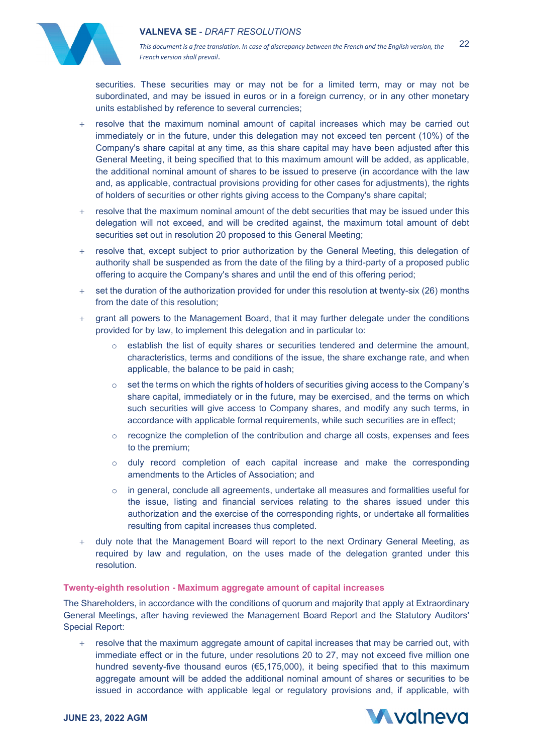securities. These securities may or may not be for a limited term, may or may not be subordinated, and may be issued in euros or in a foreign currency, or in any other monetary units established by reference to several currencies;

- resolve that the maximum nominal amount of capital increases which may be carried out immediately or in the future, under this delegation may not exceed ten percent (10%) of the Company's share capital at any time, as this share capital may have been adjusted after this General Meeting, it being specified that to this maximum amount will be added, as applicable, the additional nominal amount of shares to be issued to preserve (in accordance with the law and, as applicable, contractual provisions providing for other cases for adjustments), the rights of holders of securities or other rights giving access to the Company's share capital;
- resolve that the maximum nominal amount of the debt securities that may be issued under this delegation will not exceed, and will be credited against, the maximum total amount of debt securities set out in resolution 20 proposed to this General Meeting;
- resolve that, except subject to prior authorization by the General Meeting, this delegation of authority shall be suspended as from the date of the filing by a third-party of a proposed public offering to acquire the Company's shares and until the end of this offering period;
- set the duration of the authorization provided for under this resolution at twenty-six (26) months from the date of this resolution;
- grant all powers to the Management Board, that it may further delegate under the conditions provided for by law, to implement this delegation and in particular to:
  - establish the list of equity shares or securities tendered and determine the amount, characteristics, terms and conditions of the issue, the share exchange rate, and when applicable, the balance to be paid in cash;
  - set the terms on which the rights of holders of securities giving access to the Company's share capital, immediately or in the future, may be exercised, and the terms on which such securities will give access to Company shares, and modify any such terms, in accordance with applicable formal requirements, while such securities are in effect;
  - recognize the completion of the contribution and charge all costs, expenses and fees to the premium;
  - duly record completion of each capital increase and make the corresponding amendments to the Articles of Association; and
  - in general, conclude all agreements, undertake all measures and formalities useful for the issue, listing and financial services relating to the shares issued under this authorization and the exercise of the corresponding rights, or undertake all formalities resulting from capital increases thus completed.
- duly note that the Management Board will report to the next Ordinary General Meeting, as required by law and regulation, on the uses made of the delegation granted under this resolution.

### Twenty-eighth resolution - Maximum aggregate amount of capital increases

The Shareholders, in accordance with the conditions of quorum and majority that apply at Extraordinary General Meetings, after having reviewed the Management Board Report and the Statutory Auditors' Special Report:

- resolve that the maximum aggregate amount of capital increases that may be carried out, with immediate effect or in the future, under resolutions 20 to 27, may not exceed five million one hundred seventy-five thousand euros (€5,175,000), it being specified that to this maximum aggregate amount will be added the additional nominal amount of shares or securities to be issued in accordance with applicable legal or regulatory provisions and, if applicable, with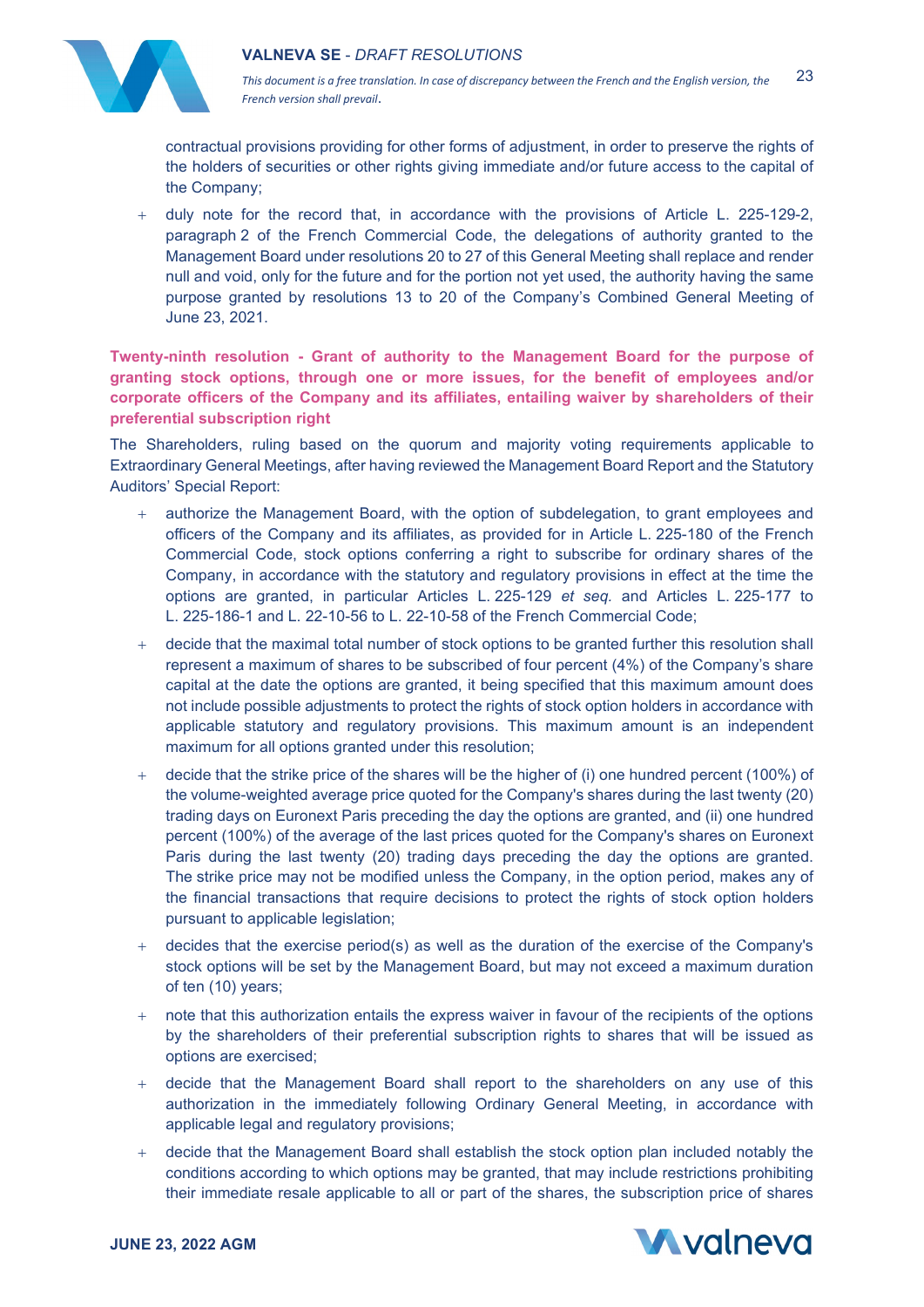contractual provisions providing for other forms of adjustment, in order to preserve the rights of the holders of securities or other rights giving immediate and/or future access to the capital of the Company;

+ duly note for the record that, in accordance with the provisions of Article L. 225-129-2, paragraph 2 of the French Commercial Code, the delegations of authority granted to the Management Board under resolutions 20 to 27 of this General Meeting shall replace and render null and void, only for the future and for the portion not yet used, the authority having the same purpose granted by resolutions 13 to 20 of the Company's Combined General Meeting of June 23, 2021.

**Twenty-ninth resolution - Grant of authority to the Management Board for the purpose of granting stock options, through one or more issues, for the benefit of employees and/or corporate officers of the Company and its affiliates, entailing waiver by shareholders of their preferential subscription right**

The Shareholders, ruling based on the quorum and majority voting requirements applicable to Extraordinary General Meetings, after having reviewed the Management Board Report and the Statutory Auditors' Special Report:

+ authorize the Management Board, with the option of subdelegation, to grant employees and officers of the Company and its affiliates, as provided for in Article L. 225-180 of the French Commercial Code, stock options conferring a right to subscribe for ordinary shares of the Company, in accordance with the statutory and regulatory provisions in effect at the time the options are granted, in particular Articles L. 225-129 *et seq.* and Articles L. 225-177 to L. 225-186-1 and L. 22-10-56 to L. 22-10-58 of the French Commercial Code;

+ decide that the maximal total number of stock options to be granted further this resolution shall represent a maximum of shares to be subscribed of four percent (4%) of the Company's share capital at the date the options are granted, it being specified that this maximum amount does not include possible adjustments to protect the rights of stock option holders in accordance with applicable statutory and regulatory provisions. This maximum amount is an independent maximum for all options granted under this resolution;

+ decide that the strike price of the shares will be the higher of (i) one hundred percent (100%) of the volume-weighted average price quoted for the Company's shares during the last twenty (20) trading days on Euronext Paris preceding the day the options are granted, and (ii) one hundred percent (100%) of the average of the last prices quoted for the Company's shares on Euronext Paris during the last twenty (20) trading days preceding the day the options are granted. The strike price may not be modified unless the Company, in the option period, makes any of the financial transactions that require decisions to protect the rights of stock option holders pursuant to applicable legislation;

+ decides that the exercise period(s) as well as the duration of the exercise of the Company's stock options will be set by the Management Board, but may not exceed a maximum duration of ten (10) years;

+ note that this authorization entails the express waiver in favour of the recipients of the options by the shareholders of their preferential subscription rights to shares that will be issued as options are exercised;

+ decide that the Management Board shall report to the shareholders on any use of this authorization in the immediately following Ordinary General Meeting, in accordance with applicable legal and regulatory provisions;

+ decide that the Management Board shall establish the stock option plan included notably the conditions according to which options may be granted, that may include restrictions prohibiting their immediate resale applicable to all or part of the shares, the subscription price of shares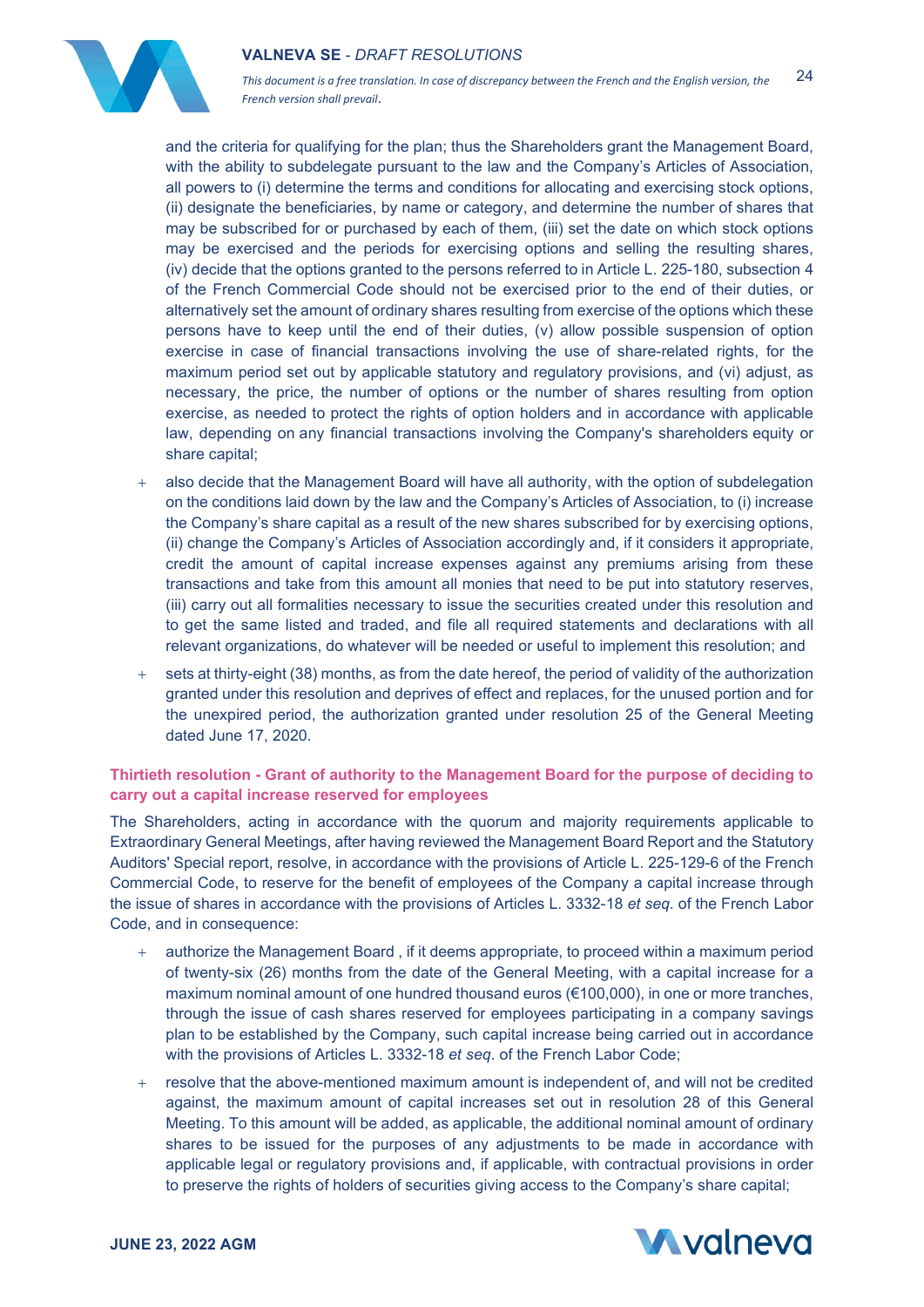and the criteria for qualifying for the plan; thus the Shareholders grant the Management Board, with the ability to subdelegate pursuant to the law and the Company's Articles of Association, all powers to (i) determine the terms and conditions for allocating and exercising stock options, (ii) designate the beneficiaries, by name or category, and determine the number of shares that may be subscribed for or purchased by each of them, (iii) set the date on which stock options may be exercised and the periods for exercising options and selling the resulting shares, (iv) decide that the options granted to the persons referred to in Article L. 225-180, subsection 4 of the French Commercial Code should not be exercised prior to the end of their duties, or alternatively set the amount of ordinary shares resulting from exercise of the options which these persons have to keep until the end of their duties, (v) allow possible suspension of option exercise in case of financial transactions involving the use of share-related rights, for the maximum period set out by applicable statutory and regulatory provisions, and (vi) adjust, as necessary, the price, the number of options or the number of shares resulting from option exercise, as needed to protect the rights of option holders and in accordance with applicable law, depending on any financial transactions involving the Company's shareholders equity or share capital;

- also decide that the Management Board will have all authority, with the option of subdelegation on the conditions laid down by the law and the Company's Articles of Association, to (i) increase the Company's share capital as a result of the new shares subscribed for by exercising options, (ii) change the Company's Articles of Association accordingly and, if it considers it appropriate, credit the amount of capital increase expenses against any premiums arising from these transactions and take from this amount all monies that need to be put into statutory reserves, (iii) carry out all formalities necessary to issue the securities created under this resolution and to get the same listed and traded, and file all required statements and declarations with all relevant organizations, do whatever will be needed or useful to implement this resolution; and
- sets at thirty-eight (38) months, as from the date hereof, the period of validity of the authorization granted under this resolution and deprives of effect and replaces, for the unused portion and for the unexpired period, the authorization granted under resolution 25 of the General Meeting dated June 17, 2020.

**Thirtieth resolution - Grant of authority to the Management Board for the purpose of deciding to carry out a capital increase reserved for employees**

The Shareholders, acting in accordance with the quorum and majority requirements applicable to Extraordinary General Meetings, after having reviewed the Management Board Report and the Statutory Auditors' Special report, resolve, in accordance with the provisions of Article L. 225-129-6 of the French Commercial Code, to reserve for the benefit of employees of the Company a capital increase through the issue of shares in accordance with the provisions of Articles L. 3332-18 *et seq*. of the French Labor Code, and in consequence:

- authorize the Management Board , if it deems appropriate, to proceed within a maximum period of twenty-six (26) months from the date of the General Meeting, with a capital increase for a maximum nominal amount of one hundred thousand euros (€100,000), in one or more tranches, through the issue of cash shares reserved for employees participating in a company savings plan to be established by the Company, such capital increase being carried out in accordance with the provisions of Articles L. 3332-18 *et seq.* of the French Labor Code;
- resolve that the above-mentioned maximum amount is independent of, and will not be credited against, the maximum amount of capital increases set out in resolution 28 of this General Meeting. To this amount will be added, as applicable, the additional nominal amount of ordinary shares to be issued for the purposes of any adjustments to be made in accordance with applicable legal or regulatory provisions and, if applicable, with contractual provisions in order to preserve the rights of holders of securities giving access to the Company's share capital;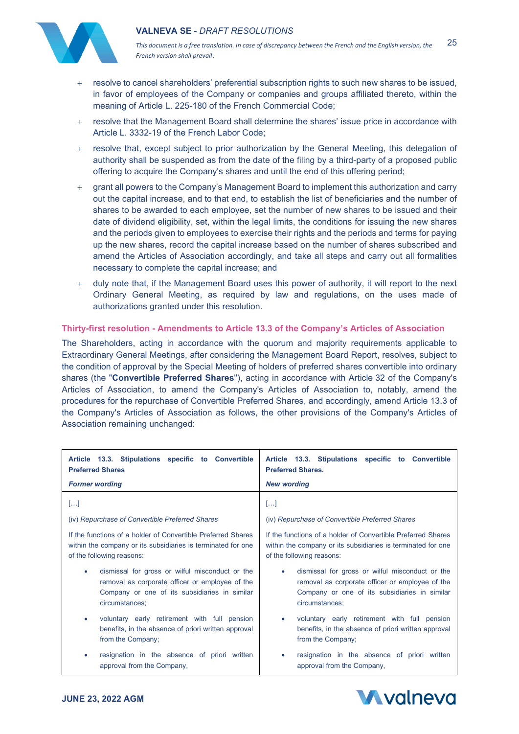- resolve to cancel shareholders' preferential subscription rights to such new shares to be issued, in favor of employees of the Company or companies and groups affiliated thereto, within the meaning of Article L. 225-180 of the French Commercial Code;
- resolve that the Management Board shall determine the shares' issue price in accordance with Article L. 3332-19 of the French Labor Code;
- resolve that, except subject to prior authorization by the General Meeting, this delegation of authority shall be suspended as from the date of the filing by a third-party of a proposed public offering to acquire the Company's shares and until the end of this offering period;
- grant all powers to the Company's Management Board to implement this authorization and carry out the capital increase, and to that end, to establish the list of beneficiaries and the number of shares to be awarded to each employee, set the number of new shares to be issued and their date of dividend eligibility, set, within the legal limits, the conditions for issuing the new shares and the periods given to employees to exercise their rights and the periods and terms for paying up the new shares, record the capital increase based on the number of shares subscribed and amend the Articles of Association accordingly, and take all steps and carry out all formalities necessary to complete the capital increase; and
- duly note that, if the Management Board uses this power of authority, it will report to the next Ordinary General Meeting, as required by law and regulations, on the uses made of authorizations granted under this resolution.

## Thirty-first resolution - Amendments to Article 13.3 of the Company's Articles of Association

The Shareholders, acting in accordance with the quorum and majority requirements applicable to Extraordinary General Meetings, after considering the Management Board Report, resolves, subject to the condition of approval by the Special Meeting of holders of preferred shares convertible into ordinary shares (the "**Convertible Preferred Shares**"), acting in accordance with Article 32 of the Company's Articles of Association, to amend the Company's Articles of Association to, notably, amend the procedures for the repurchase of Convertible Preferred Shares, and accordingly, amend Article 13.3 of the Company's Articles of Association as follows, the other provisions of the Company's Articles of Association remaining unchanged:

| **Article 13.3. Stipulations specific to Convertible Preferred Shares**<br>***Former wording*** | **Article 13.3. Stipulations specific to Convertible Preferred Shares.**<br>***New wording*** |
|---|---|
| […] | […] |
| (iv) *Repurchase of Convertible Preferred Shares* | (iv) *Repurchase of Convertible Preferred Shares* |
| If the functions of a holder of Convertible Preferred Shares within the company or its subsidiaries is terminated for one of the following reasons: | If the functions of a holder of Convertible Preferred Shares within the company or its subsidiaries is terminated for one of the following reasons: |
| • dismissal for gross or wilful misconduct or the removal as corporate officer or employee of the Company or one of its subsidiaries in similar circumstances; | • dismissal for gross or wilful misconduct or the removal as corporate officer or employee of the Company or one of its subsidiaries in similar circumstances; |
| • voluntary early retirement with full pension benefits, in the absence of priori written approval from the Company; | • voluntary early retirement with full pension benefits, in the absence of priori written approval from the Company; |
| • resignation in the absence of priori written approval from the Company, | • resignation in the absence of priori written approval from the Company, |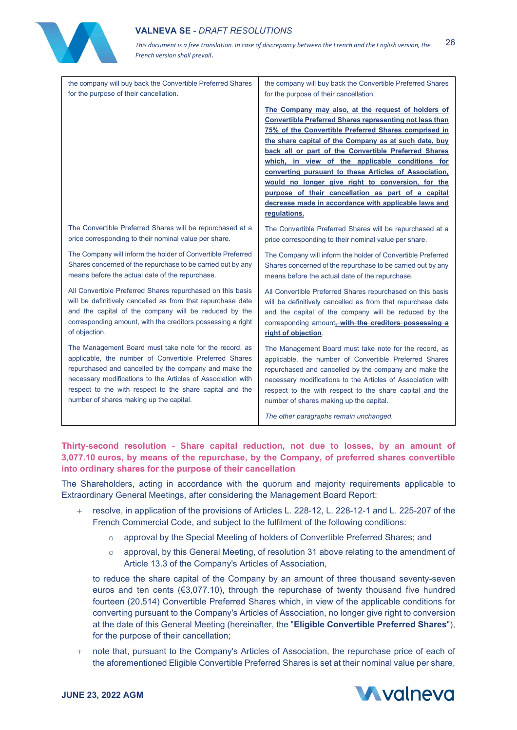| | |
|---|---|
| the company will buy back the Convertible Preferred Shares for the purpose of their cancellation. | the company will buy back the Convertible Preferred Shares for the purpose of their cancellation.<br><br>**<u>The Company may also, at the request of holders of Convertible Preferred Shares representing not less than 75% of the Convertible Preferred Shares comprised in the share capital of the Company as at such date, buy back all or part of the Convertible Preferred Shares which, in view of the applicable conditions for converting pursuant to these Articles of Association, would no longer give right to conversion, for the purpose of their cancellation as part of a capital decrease made in accordance with applicable laws and regulations.</u>** |
| The Convertible Preferred Shares will be repurchased at a price corresponding to their nominal value per share. | The Convertible Preferred Shares will be repurchased at a price corresponding to their nominal value per share. |
| The Company will inform the holder of Convertible Preferred Shares concerned of the repurchase to be carried out by any means before the actual date of the repurchase. | The Company will inform the holder of Convertible Preferred Shares concerned of the repurchase to be carried out by any means before the actual date of the repurchase. |
| All Convertible Preferred Shares repurchased on this basis will be definitively cancelled as from that repurchase date and the capital of the company will be reduced by the corresponding amount, with the creditors possessing a right of objection. | All Convertible Preferred Shares repurchased on this basis will be definitively cancelled as from that repurchase date and the capital of the company will be reduced by the corresponding amount~~, with the creditors possessing a right of objection~~. |
| The Management Board must take note for the record, as applicable, the number of Convertible Preferred Shares repurchased and cancelled by the company and make the necessary modifications to the Articles of Association with respect to the with respect to the share capital and the number of shares making up the capital. | The Management Board must take note for the record, as applicable, the number of Convertible Preferred Shares repurchased and cancelled by the company and make the necessary modifications to the Articles of Association with respect to the with respect to the share capital and the number of shares making up the capital.<br><br>*The other paragraphs remain unchanged.* |

**Thirty-second resolution - Share capital reduction, not due to losses, by an amount of 3,077.10 euros, by means of the repurchase, by the Company, of preferred shares convertible into ordinary shares for the purpose of their cancellation**

The Shareholders, acting in accordance with the quorum and majority requirements applicable to Extraordinary General Meetings, after considering the Management Board Report:

- resolve, in application of the provisions of Articles L. 228-12, L. 228-12-1 and L. 225-207 of the French Commercial Code, and subject to the fulfilment of the following conditions:
  - approval by the Special Meeting of holders of Convertible Preferred Shares; and
  - approval, by this General Meeting, of resolution 31 above relating to the amendment of Article 13.3 of the Company's Articles of Association,

  to reduce the share capital of the Company by an amount of three thousand seventy-seven euros and ten cents (€3,077.10), through the repurchase of twenty thousand five hundred fourteen (20,514) Convertible Preferred Shares which, in view of the applicable conditions for converting pursuant to the Company's Articles of Association, no longer give right to conversion at the date of this General Meeting (hereinafter, the "**Eligible Convertible Preferred Shares**"), for the purpose of their cancellation;

- note that, pursuant to the Company's Articles of Association, the repurchase price of each of the aforementioned Eligible Convertible Preferred Shares is set at their nominal value per share,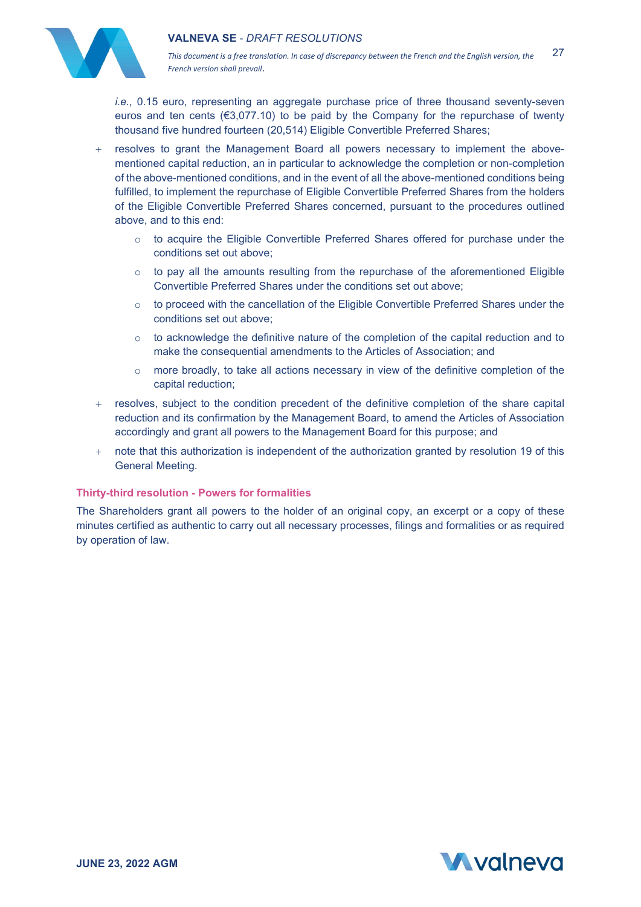*i.e.*, 0.15 euro, representing an aggregate purchase price of three thousand seventy-seven euros and ten cents (€3,077.10) to be paid by the Company for the repurchase of twenty thousand five hundred fourteen (20,514) Eligible Convertible Preferred Shares;

+ resolves to grant the Management Board all powers necessary to implement the above-mentioned capital reduction, an in particular to acknowledge the completion or non-completion of the above-mentioned conditions, and in the event of all the above-mentioned conditions being fulfilled, to implement the repurchase of Eligible Convertible Preferred Shares from the holders of the Eligible Convertible Preferred Shares concerned, pursuant to the procedures outlined above, and to this end:
    - to acquire the Eligible Convertible Preferred Shares offered for purchase under the conditions set out above;
    - to pay all the amounts resulting from the repurchase of the aforementioned Eligible Convertible Preferred Shares under the conditions set out above;
    - to proceed with the cancellation of the Eligible Convertible Preferred Shares under the conditions set out above;
    - to acknowledge the definitive nature of the completion of the capital reduction and to make the consequential amendments to the Articles of Association; and
    - more broadly, to take all actions necessary in view of the definitive completion of the capital reduction;
+ resolves, subject to the condition precedent of the definitive completion of the share capital reduction and its confirmation by the Management Board, to amend the Articles of Association accordingly and grant all powers to the Management Board for this purpose; and
+ note that this authorization is independent of the authorization granted by resolution 19 of this General Meeting.

**Thirty-third resolution - Powers for formalities**

The Shareholders grant all powers to the holder of an original copy, an excerpt or a copy of these minutes certified as authentic to carry out all necessary processes, filings and formalities or as required by operation of law.